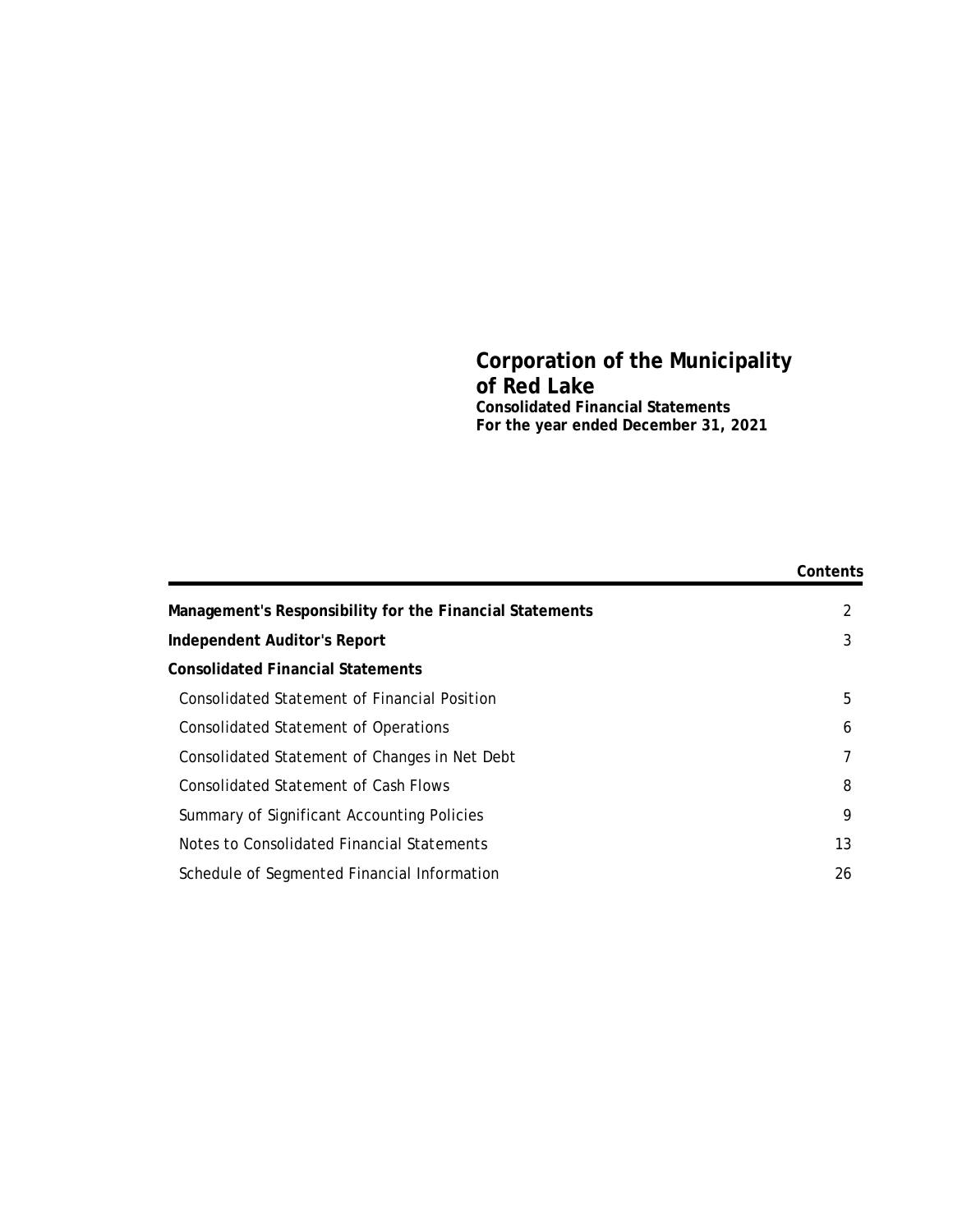# Corporation of the Municipality of Red Lake

**Consolidated Financial Statements**
**For the year ended December 31, 2021**

| | Contents |
|---|---|
| **Management's Responsibility for the Financial Statements** | 2 |
| **Independent Auditor's Report** | 3 |
| **Consolidated Financial Statements** | |
| Consolidated Statement of Financial Position | 5 |
| Consolidated Statement of Operations | 6 |
| Consolidated Statement of Changes in Net Debt | 7 |
| Consolidated Statement of Cash Flows | 8 |
| Summary of Significant Accounting Policies | 9 |
| Notes to Consolidated Financial Statements | 13 |
| Schedule of Segmented Financial Information | 26 |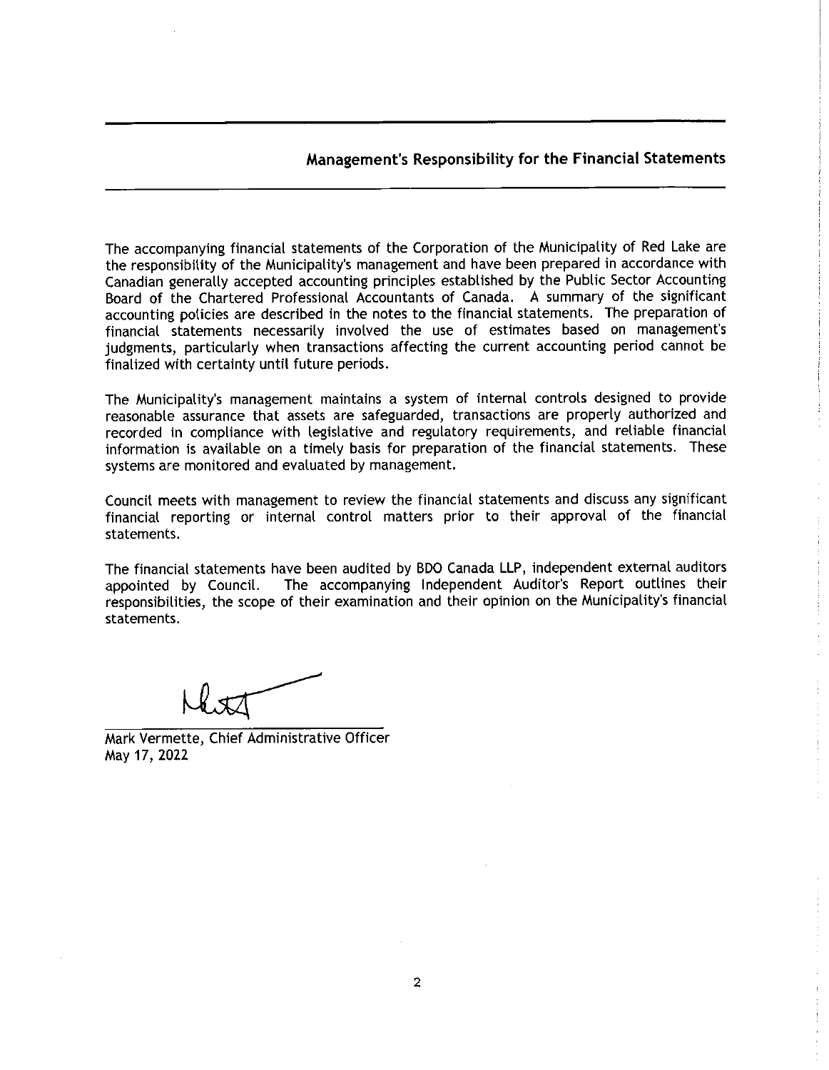## Management's Responsibility for the Financial Statements

The accompanying financial statements of the Corporation of the Municipality of Red Lake are the responsibility of the Municipality's management and have been prepared in accordance with Canadian generally accepted accounting principles established by the Public Sector Accounting Board of the Chartered Professional Accountants of Canada. A summary of the significant accounting policies are described in the notes to the financial statements. The preparation of financial statements necessarily involved the use of estimates based on management's judgments, particularly when transactions affecting the current accounting period cannot be finalized with certainty until future periods.

The Municipality's management maintains a system of internal controls designed to provide reasonable assurance that assets are safeguarded, transactions are properly authorized and recorded in compliance with legislative and regulatory requirements, and reliable financial information is available on a timely basis for preparation of the financial statements. These systems are monitored and evaluated by management.

Council meets with management to review the financial statements and discuss any significant financial reporting or internal control matters prior to their approval of the financial statements.

The financial statements have been audited by BDO Canada LLP, independent external auditors appointed by Council. The accompanying Independent Auditor's Report outlines their responsibilities, the scope of their examination and their opinion on the Municipality's financial statements.

Mark Vermette, Chief Administrative Officer
May 17, 2022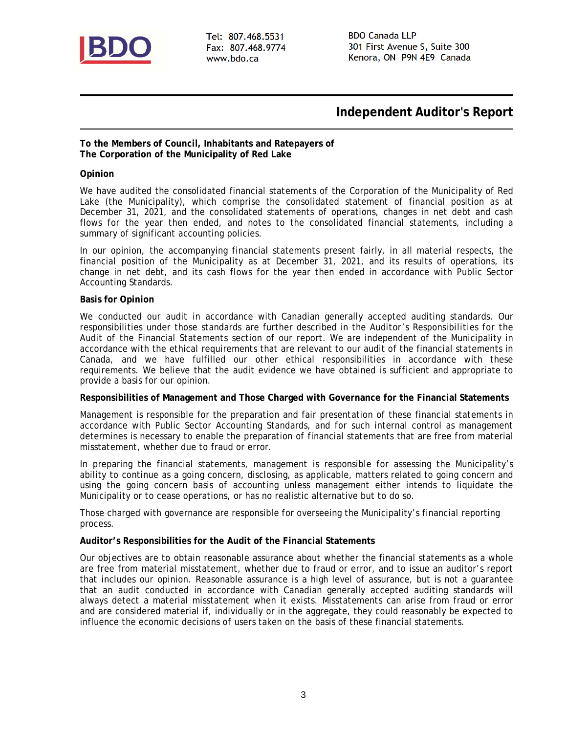BDO

Tel: 807.468.5531
Fax: 807.468.9774
www.bdo.ca

BDO Canada LLP
301 First Avenue S, Suite 300
Kenora, ON P9N 4E9 Canada

# Independent Auditor's Report

**To the Members of Council, Inhabitants and Ratepayers of**
**The Corporation of the Municipality of Red Lake**

**Opinion**

We have audited the consolidated financial statements of the Corporation of the Municipality of Red Lake (the Municipality), which comprise the consolidated statement of financial position as at December 31, 2021, and the consolidated statements of operations, changes in net debt and cash flows for the year then ended, and notes to the consolidated financial statements, including a summary of significant accounting policies.

In our opinion, the accompanying financial statements present fairly, in all material respects, the financial position of the Municipality as at December 31, 2021, and its results of operations, its change in net debt, and its cash flows for the year then ended in accordance with Public Sector Accounting Standards.

**Basis for Opinion**

We conducted our audit in accordance with Canadian generally accepted auditing standards. Our responsibilities under those standards are further described in the Auditor's Responsibilities for the Audit of the Financial Statements section of our report. We are independent of the Municipality in accordance with the ethical requirements that are relevant to our audit of the financial statements in Canada, and we have fulfilled our other ethical responsibilities in accordance with these requirements. We believe that the audit evidence we have obtained is sufficient and appropriate to provide a basis for our opinion.

**Responsibilities of Management and Those Charged with Governance for the Financial Statements**

Management is responsible for the preparation and fair presentation of these financial statements in accordance with Public Sector Accounting Standards, and for such internal control as management determines is necessary to enable the preparation of financial statements that are free from material misstatement, whether due to fraud or error.

In preparing the financial statements, management is responsible for assessing the Municipality's ability to continue as a going concern, disclosing, as applicable, matters related to going concern and using the going concern basis of accounting unless management either intends to liquidate the Municipality or to cease operations, or has no realistic alternative but to do so.

Those charged with governance are responsible for overseeing the Municipality's financial reporting process.

**Auditor's Responsibilities for the Audit of the Financial Statements**

Our objectives are to obtain reasonable assurance about whether the financial statements as a whole are free from material misstatement, whether due to fraud or error, and to issue an auditor's report that includes our opinion. Reasonable assurance is a high level of assurance, but is not a guarantee that an audit conducted in accordance with Canadian generally accepted auditing standards will always detect a material misstatement when it exists. Misstatements can arise from fraud or error and are considered material if, individually or in the aggregate, they could reasonably be expected to influence the economic decisions of users taken on the basis of these financial statements.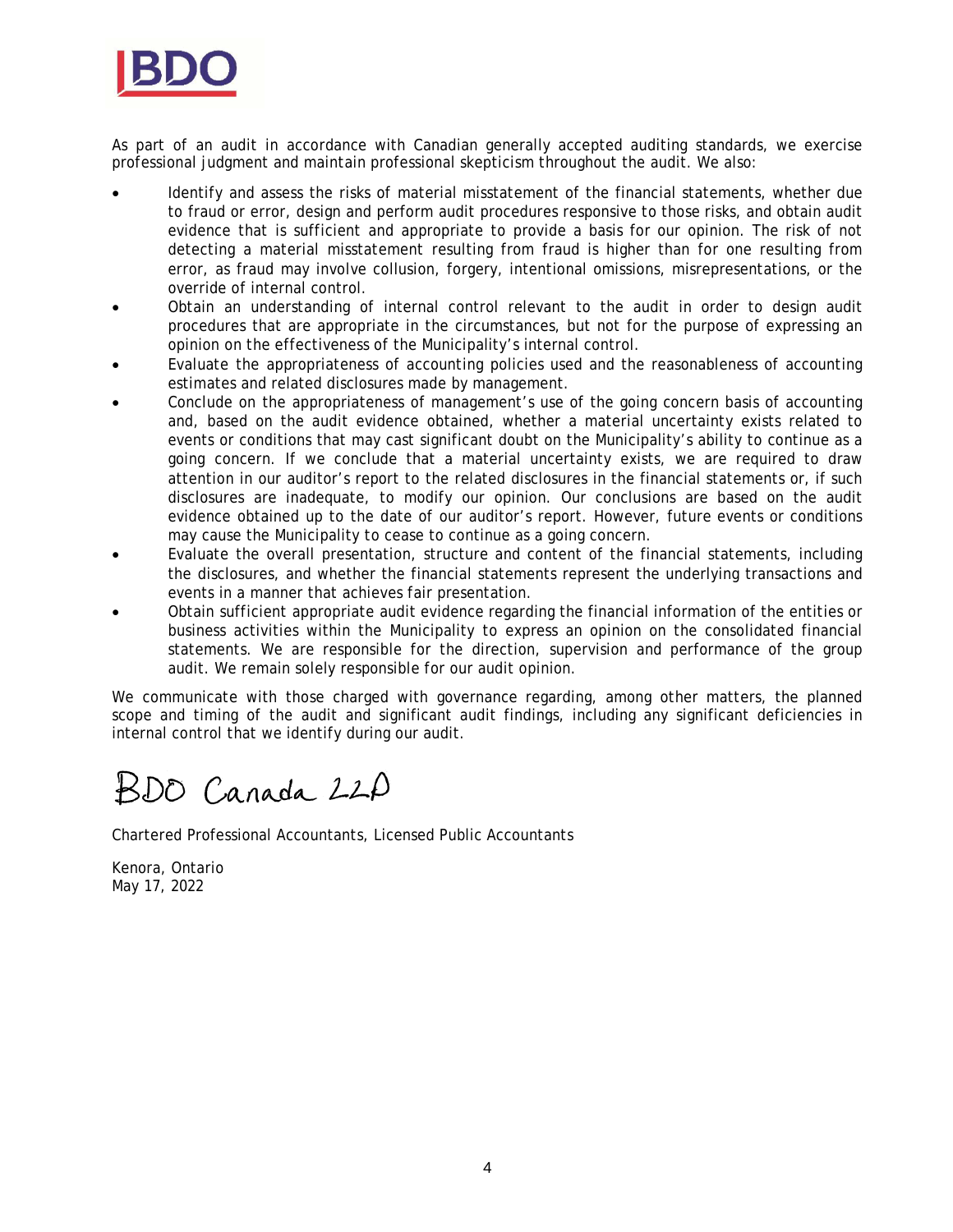As part of an audit in accordance with Canadian generally accepted auditing standards, we exercise professional judgment and maintain professional skepticism throughout the audit. We also:

- Identify and assess the risks of material misstatement of the financial statements, whether due to fraud or error, design and perform audit procedures responsive to those risks, and obtain audit evidence that is sufficient and appropriate to provide a basis for our opinion. The risk of not detecting a material misstatement resulting from fraud is higher than for one resulting from error, as fraud may involve collusion, forgery, intentional omissions, misrepresentations, or the override of internal control.
- Obtain an understanding of internal control relevant to the audit in order to design audit procedures that are appropriate in the circumstances, but not for the purpose of expressing an opinion on the effectiveness of the Municipality's internal control.
- Evaluate the appropriateness of accounting policies used and the reasonableness of accounting estimates and related disclosures made by management.
- Conclude on the appropriateness of management's use of the going concern basis of accounting and, based on the audit evidence obtained, whether a material uncertainty exists related to events or conditions that may cast significant doubt on the Municipality's ability to continue as a going concern. If we conclude that a material uncertainty exists, we are required to draw attention in our auditor's report to the related disclosures in the financial statements or, if such disclosures are inadequate, to modify our opinion. Our conclusions are based on the audit evidence obtained up to the date of our auditor's report. However, future events or conditions may cause the Municipality to cease to continue as a going concern.
- Evaluate the overall presentation, structure and content of the financial statements, including the disclosures, and whether the financial statements represent the underlying transactions and events in a manner that achieves fair presentation.
- Obtain sufficient appropriate audit evidence regarding the financial information of the entities or business activities within the Municipality to express an opinion on the consolidated financial statements. We are responsible for the direction, supervision and performance of the group audit. We remain solely responsible for our audit opinion.

We communicate with those charged with governance regarding, among other matters, the planned scope and timing of the audit and significant audit findings, including any significant deficiencies in internal control that we identify during our audit.

BDO Canada LLP

Chartered Professional Accountants, Licensed Public Accountants

Kenora, Ontario
May 17, 2022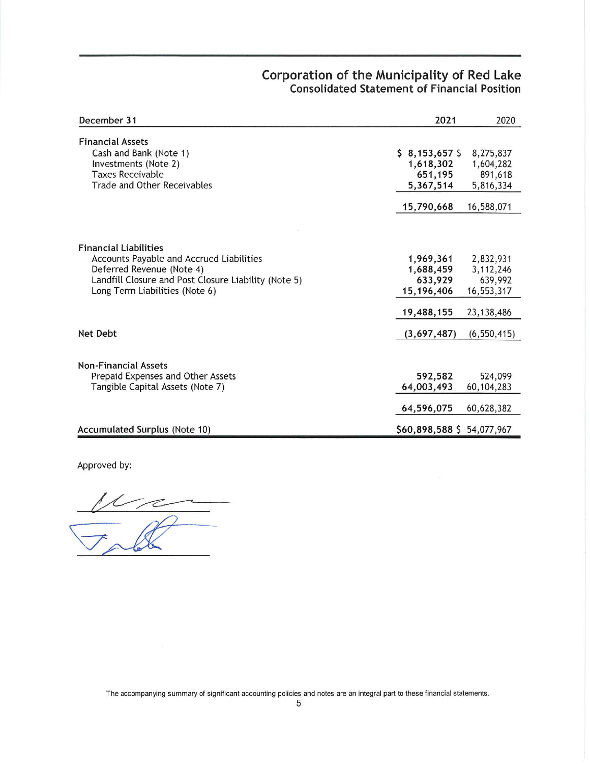# Corporation of the Municipality of Red Lake

## Consolidated Statement of Financial Position

| December 31 | 2021 | 2020 |
|---|---|---|
| **Financial Assets** | | |
| Cash and Bank (Note 1) | **$ 8,153,657** | $ 8,275,837 |
| Investments (Note 2) | **1,618,302** | 1,604,282 |
| Taxes Receivable | **651,195** | 891,618 |
| Trade and Other Receivables | **5,367,514** | 5,816,334 |
| | **15,790,668** | 16,588,071 |
| **Financial Liabilities** | | |
| Accounts Payable and Accrued Liabilities | **1,969,361** | 2,832,931 |
| Deferred Revenue (Note 4) | **1,688,459** | 3,112,246 |
| Landfill Closure and Post Closure Liability (Note 5) | **633,929** | 639,992 |
| Long Term Liabilities (Note 6) | **15,196,406** | 16,553,317 |
| | **19,488,155** | 23,138,486 |
| **Net Debt** | **(3,697,487)** | (6,550,415) |
| **Non-Financial Assets** | | |
| Prepaid Expenses and Other Assets | **592,582** | 524,099 |
| Tangible Capital Assets (Note 7) | **64,003,493** | 60,104,283 |
| | **64,596,075** | 60,628,382 |
| **Accumulated Surplus** (Note 10) | **$60,898,588** | $ 54,077,967 |

Approved by:

The accompanying summary of significant accounting policies and notes are an integral part to these financial statements.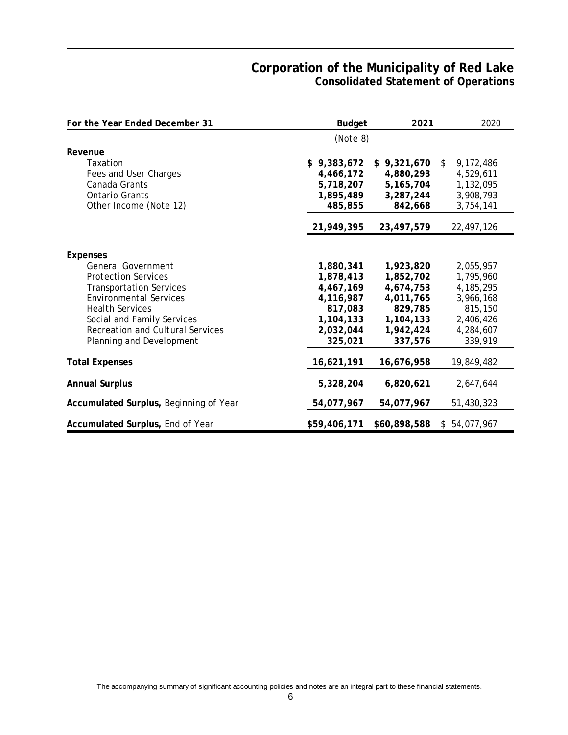# Corporation of the Municipality of Red Lake
## Consolidated Statement of Operations

| For the Year Ended December 31 | Budget | 2021 | 2020 |
|---|---|---|---|
| | (Note 8) | | |
| **Revenue** | | | |
| Taxation | $ 9,383,672 | $ 9,321,670 | $ 9,172,486 |
| Fees and User Charges | 4,466,172 | 4,880,293 | 4,529,611 |
| Canada Grants | 5,718,207 | 5,165,704 | 1,132,095 |
| Ontario Grants | 1,895,489 | 3,287,244 | 3,908,793 |
| Other Income (Note 12) | 485,855 | 842,668 | 3,754,141 |
| | 21,949,395 | 23,497,579 | 22,497,126 |
| **Expenses** | | | |
| General Government | 1,880,341 | 1,923,820 | 2,055,957 |
| Protection Services | 1,878,413 | 1,852,702 | 1,795,960 |
| Transportation Services | 4,467,169 | 4,674,753 | 4,185,295 |
| Environmental Services | 4,116,987 | 4,011,765 | 3,966,168 |
| Health Services | 817,083 | 829,785 | 815,150 |
| Social and Family Services | 1,104,133 | 1,104,133 | 2,406,426 |
| Recreation and Cultural Services | 2,032,044 | 1,942,424 | 4,284,607 |
| Planning and Development | 325,021 | 337,576 | 339,919 |
| **Total Expenses** | 16,621,191 | 16,676,958 | 19,849,482 |
| **Annual Surplus** | 5,328,204 | 6,820,621 | 2,647,644 |
| **Accumulated Surplus,** Beginning of Year | 54,077,967 | 54,077,967 | 51,430,323 |
| **Accumulated Surplus,** End of Year | $59,406,171 | $60,898,588 | $ 54,077,967 |

The accompanying summary of significant accounting policies and notes are an integral part to these financial statements.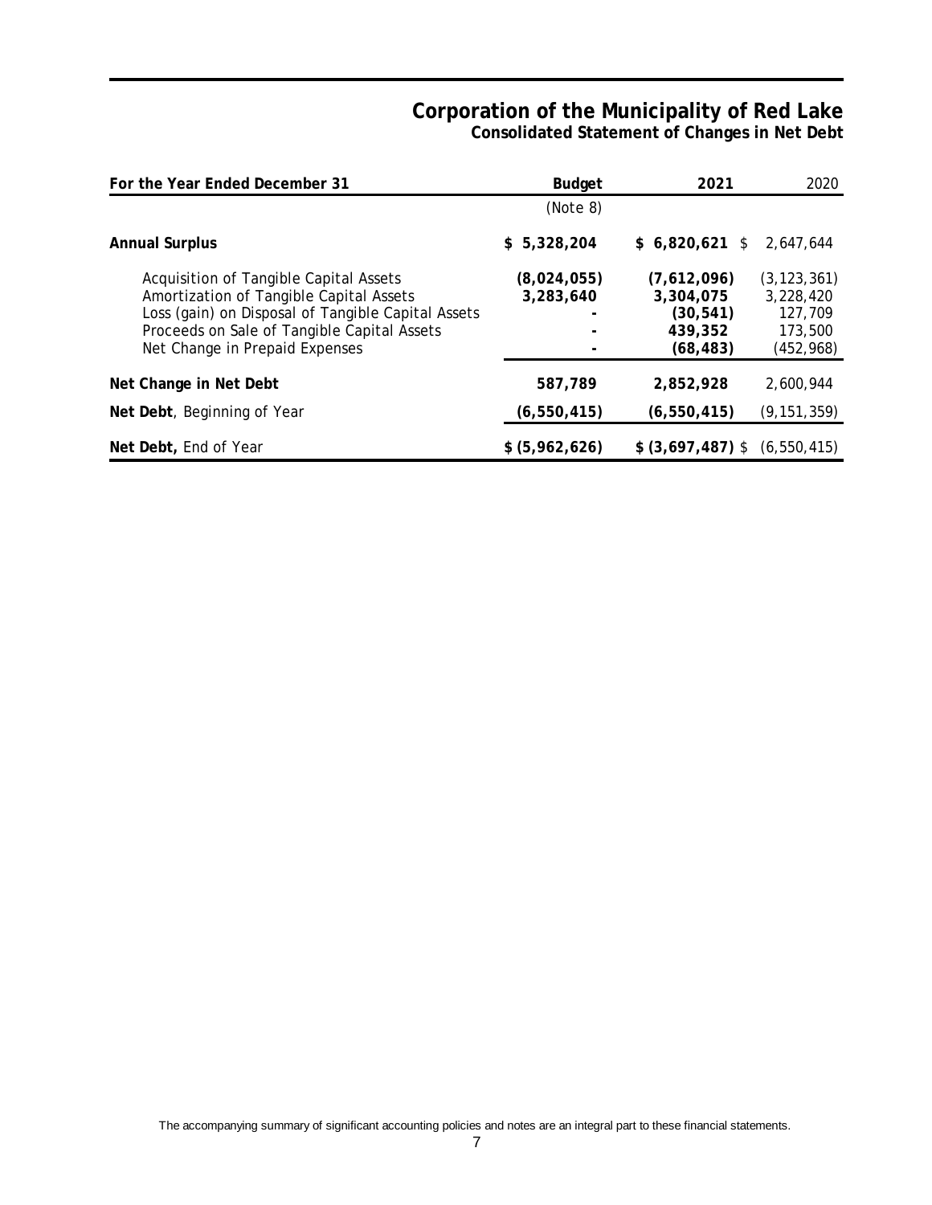# Corporation of the Municipality of Red Lake

## Consolidated Statement of Changes in Net Debt

| For the Year Ended December 31 | Budget | 2021 | 2020 |
|---|---|---|---|
| | (Note 8) | | |
| **Annual Surplus** | **$ 5,328,204** | **$ 6,820,621** | $ 2,647,644 |
| Acquisition of Tangible Capital Assets | **(8,024,055)** | **(7,612,096)** | (3,123,361) |
| Amortization of Tangible Capital Assets | **3,283,640** | **3,304,075** | 3,228,420 |
| Loss (gain) on Disposal of Tangible Capital Assets | **-** | **(30,541)** | 127,709 |
| Proceeds on Sale of Tangible Capital Assets | **-** | **439,352** | 173,500 |
| Net Change in Prepaid Expenses | **-** | **(68,483)** | (452,968) |
| **Net Change in Net Debt** | **587,789** | **2,852,928** | 2,600,944 |
| **Net Debt**, Beginning of Year | **(6,550,415)** | **(6,550,415)** | (9,151,359) |
| **Net Debt,** End of Year | **$ (5,962,626)** | **$ (3,697,487)** | $ (6,550,415) |

The accompanying summary of significant accounting policies and notes are an integral part to these financial statements.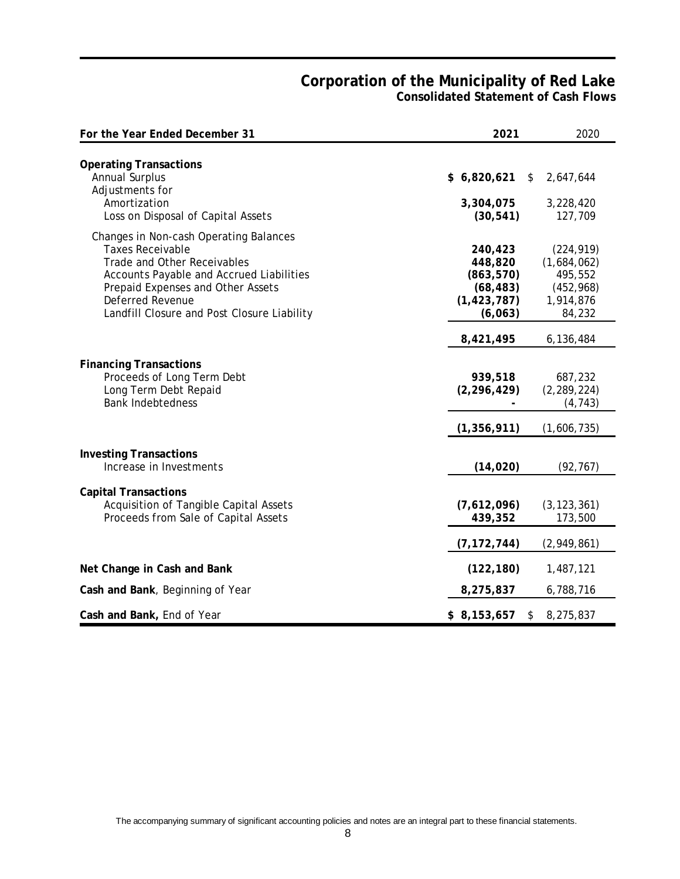# Corporation of the Municipality of Red Lake

## Consolidated Statement of Cash Flows

| For the Year Ended December 31 | 2021 | 2020 |
|---|---|---|
| **Operating Transactions** | | |
| Annual Surplus | **$ 6,820,621** | $ 2,647,644 |
| Adjustments for | | |
| Amortization | **3,304,075** | 3,228,420 |
| Loss on Disposal of Capital Assets | **(30,541)** | 127,709 |
| Changes in Non-cash Operating Balances | | |
| Taxes Receivable | **240,423** | (224,919) |
| Trade and Other Receivables | **448,820** | (1,684,062) |
| Accounts Payable and Accrued Liabilities | **(863,570)** | 495,552 |
| Prepaid Expenses and Other Assets | **(68,483)** | (452,968) |
| Deferred Revenue | **(1,423,787)** | 1,914,876 |
| Landfill Closure and Post Closure Liability | **(6,063)** | 84,232 |
| | **8,421,495** | 6,136,484 |
| **Financing Transactions** | | |
| Proceeds of Long Term Debt | **939,518** | 687,232 |
| Long Term Debt Repaid | **(2,296,429)** | (2,289,224) |
| Bank Indebtedness | **-** | (4,743) |
| | **(1,356,911)** | (1,606,735) |
| **Investing Transactions** | | |
| Increase in Investments | **(14,020)** | (92,767) |
| **Capital Transactions** | | |
| Acquisition of Tangible Capital Assets | **(7,612,096)** | (3,123,361) |
| Proceeds from Sale of Capital Assets | **439,352** | 173,500 |
| | **(7,172,744)** | (2,949,861) |
| **Net Change in Cash and Bank** | **(122,180)** | 1,487,121 |
| **Cash and Bank**, Beginning of Year | **8,275,837** | 6,788,716 |
| **Cash and Bank,** End of Year | **$ 8,153,657** | $ 8,275,837 |

The accompanying summary of significant accounting policies and notes are an integral part to these financial statements.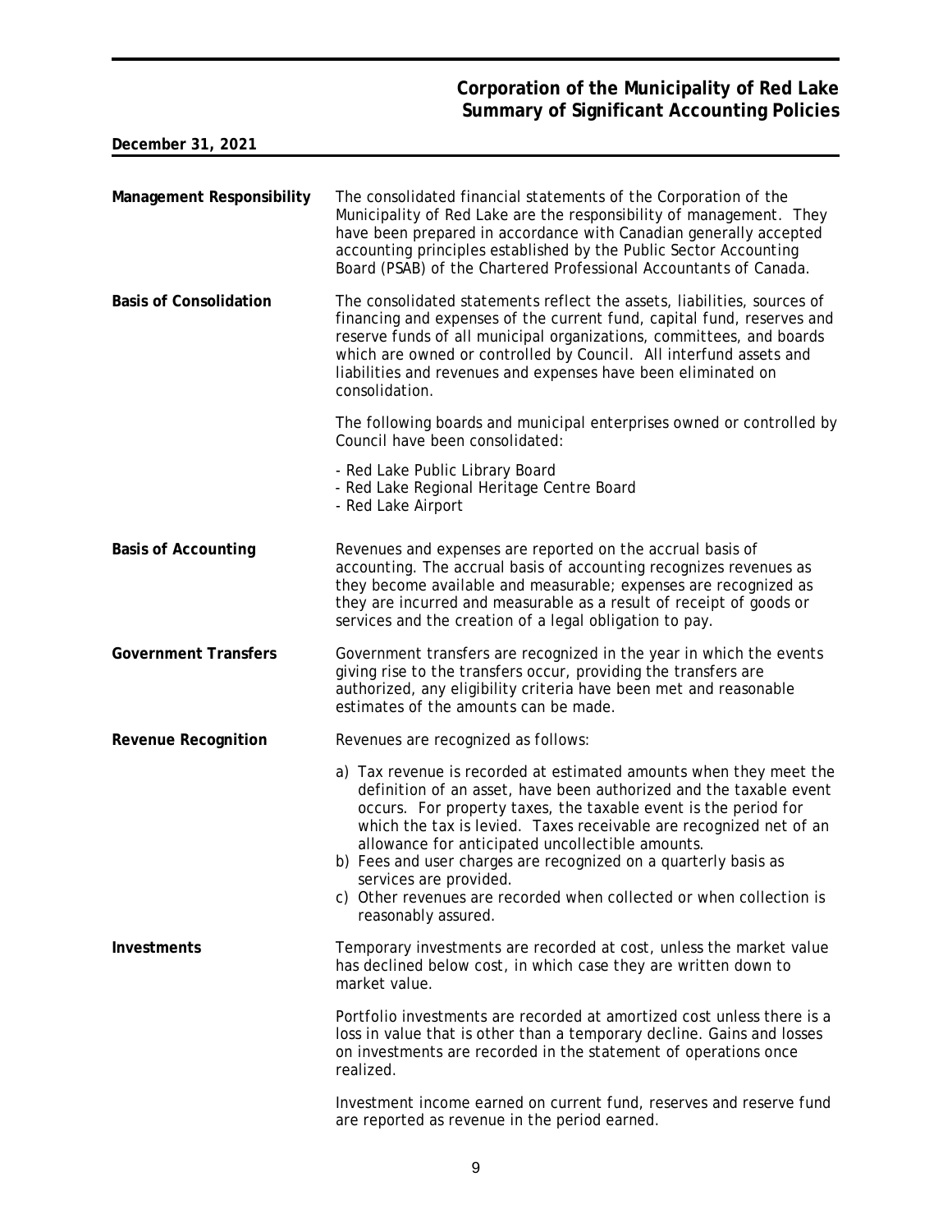# Corporation of the Municipality of Red Lake
## Summary of Significant Accounting Policies

**December 31, 2021**

**Management Responsibility**

The consolidated financial statements of the Corporation of the Municipality of Red Lake are the responsibility of management. They have been prepared in accordance with Canadian generally accepted accounting principles established by the Public Sector Accounting Board (PSAB) of the Chartered Professional Accountants of Canada.

**Basis of Consolidation**

The consolidated statements reflect the assets, liabilities, sources of financing and expenses of the current fund, capital fund, reserves and reserve funds of all municipal organizations, committees, and boards which are owned or controlled by Council. All interfund assets and liabilities and revenues and expenses have been eliminated on consolidation.

The following boards and municipal enterprises owned or controlled by Council have been consolidated:

- Red Lake Public Library Board
- Red Lake Regional Heritage Centre Board
- Red Lake Airport

**Basis of Accounting**

Revenues and expenses are reported on the accrual basis of accounting. The accrual basis of accounting recognizes revenues as they become available and measurable; expenses are recognized as they are incurred and measurable as a result of receipt of goods or services and the creation of a legal obligation to pay.

**Government Transfers**

Government transfers are recognized in the year in which the events giving rise to the transfers occur, providing the transfers are authorized, any eligibility criteria have been met and reasonable estimates of the amounts can be made.

**Revenue Recognition**

Revenues are recognized as follows:

a) Tax revenue is recorded at estimated amounts when they meet the definition of an asset, have been authorized and the taxable event occurs. For property taxes, the taxable event is the period for which the tax is levied. Taxes receivable are recognized net of an allowance for anticipated uncollectible amounts.
b) Fees and user charges are recognized on a quarterly basis as services are provided.
c) Other revenues are recorded when collected or when collection is reasonably assured.

**Investments**

Temporary investments are recorded at cost, unless the market value has declined below cost, in which case they are written down to market value.

Portfolio investments are recorded at amortized cost unless there is a loss in value that is other than a temporary decline. Gains and losses on investments are recorded in the statement of operations once realized.

Investment income earned on current fund, reserves and reserve fund are reported as revenue in the period earned.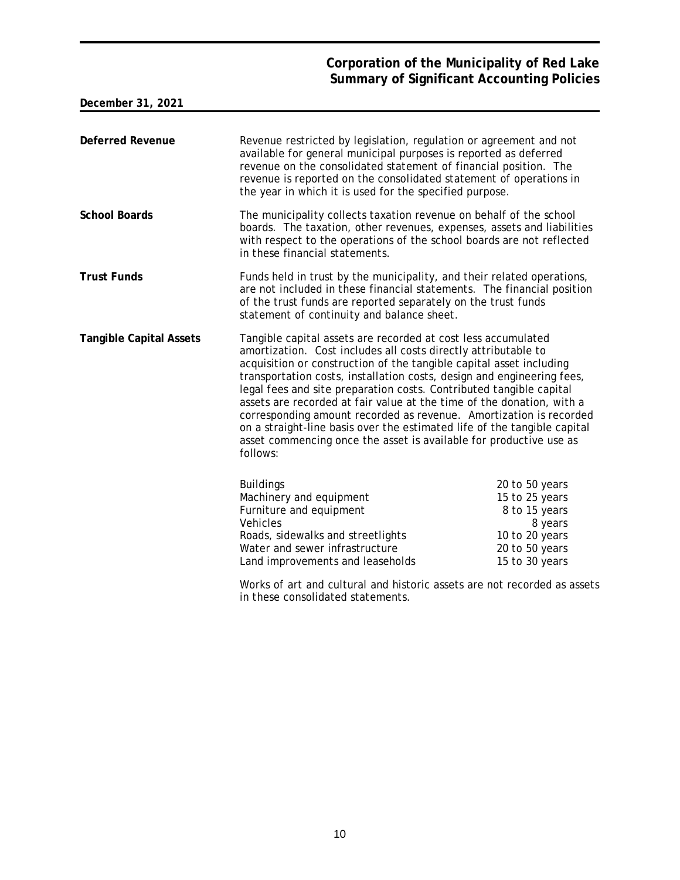# Corporation of the Municipality of Red Lake
## Summary of Significant Accounting Policies

**December 31, 2021**

**Deferred Revenue**

Revenue restricted by legislation, regulation or agreement and not available for general municipal purposes is reported as deferred revenue on the consolidated statement of financial position. The revenue is reported on the consolidated statement of operations in the year in which it is used for the specified purpose.

**School Boards**

The municipality collects taxation revenue on behalf of the school boards. The taxation, other revenues, expenses, assets and liabilities with respect to the operations of the school boards are not reflected in these financial statements.

**Trust Funds**

Funds held in trust by the municipality, and their related operations, are not included in these financial statements. The financial position of the trust funds are reported separately on the trust funds statement of continuity and balance sheet.

**Tangible Capital Assets**

Tangible capital assets are recorded at cost less accumulated amortization. Cost includes all costs directly attributable to acquisition or construction of the tangible capital asset including transportation costs, installation costs, design and engineering fees, legal fees and site preparation costs. Contributed tangible capital assets are recorded at fair value at the time of the donation, with a corresponding amount recorded as revenue. Amortization is recorded on a straight-line basis over the estimated life of the tangible capital asset commencing once the asset is available for productive use as follows:

| | |
|---|---|
| Buildings | 20 to 50 years |
| Machinery and equipment | 15 to 25 years |
| Furniture and equipment | 8 to 15 years |
| Vehicles | 8 years |
| Roads, sidewalks and streetlights | 10 to 20 years |
| Water and sewer infrastructure | 20 to 50 years |
| Land improvements and leaseholds | 15 to 30 years |

Works of art and cultural and historic assets are not recorded as assets in these consolidated statements.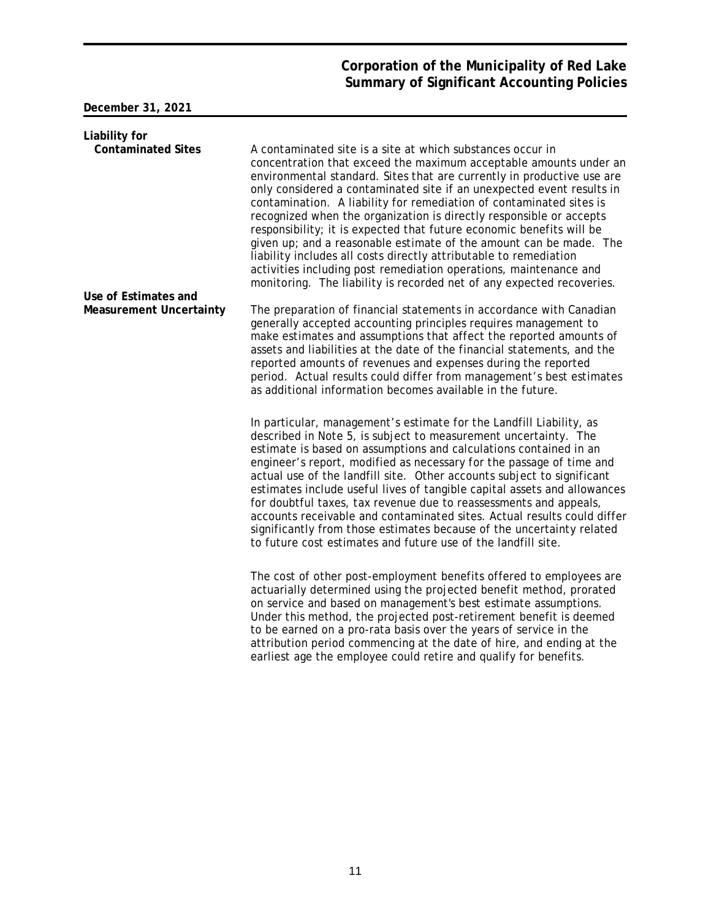# Corporation of the Municipality of Red Lake
## Summary of Significant Accounting Policies

**December 31, 2021**

**Liability for Contaminated Sites**

A contaminated site is a site at which substances occur in concentration that exceed the maximum acceptable amounts under an environmental standard. Sites that are currently in productive use are only considered a contaminated site if an unexpected event results in contamination. A liability for remediation of contaminated sites is recognized when the organization is directly responsible or accepts responsibility; it is expected that future economic benefits will be given up; and a reasonable estimate of the amount can be made. The liability includes all costs directly attributable to remediation activities including post remediation operations, maintenance and monitoring. The liability is recorded net of any expected recoveries.

**Use of Estimates and Measurement Uncertainty**

The preparation of financial statements in accordance with Canadian generally accepted accounting principles requires management to make estimates and assumptions that affect the reported amounts of assets and liabilities at the date of the financial statements, and the reported amounts of revenues and expenses during the reported period. Actual results could differ from management's best estimates as additional information becomes available in the future.

In particular, management's estimate for the Landfill Liability, as described in Note 5, is subject to measurement uncertainty. The estimate is based on assumptions and calculations contained in an engineer's report, modified as necessary for the passage of time and actual use of the landfill site. Other accounts subject to significant estimates include useful lives of tangible capital assets and allowances for doubtful taxes, tax revenue due to reassessments and appeals, accounts receivable and contaminated sites. Actual results could differ significantly from those estimates because of the uncertainty related to future cost estimates and future use of the landfill site.

The cost of other post-employment benefits offered to employees are actuarially determined using the projected benefit method, prorated on service and based on management's best estimate assumptions. Under this method, the projected post-retirement benefit is deemed to be earned on a pro-rata basis over the years of service in the attribution period commencing at the date of hire, and ending at the earliest age the employee could retire and qualify for benefits.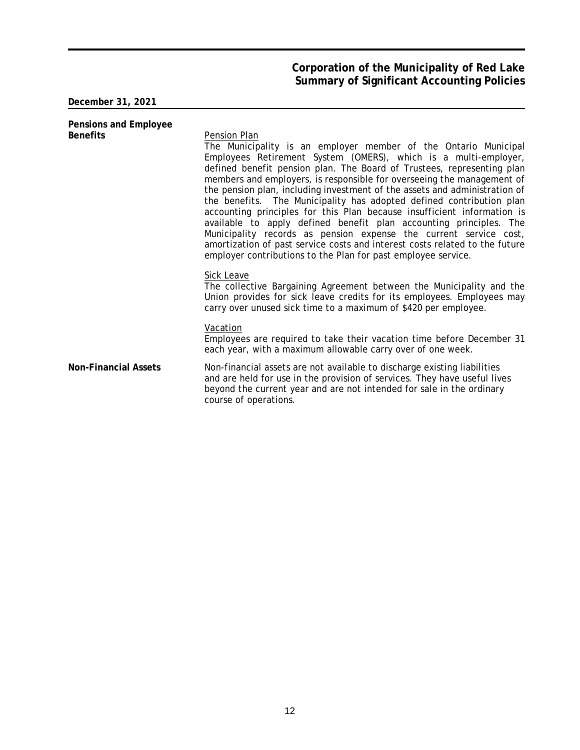# Corporation of the Municipality of Red Lake
## Summary of Significant Accounting Policies

**December 31, 2021**

**Pensions and Employee Benefits**

Pension Plan

The Municipality is an employer member of the Ontario Municipal Employees Retirement System (OMERS), which is a multi-employer, defined benefit pension plan. The Board of Trustees, representing plan members and employers, is responsible for overseeing the management of the pension plan, including investment of the assets and administration of the benefits. The Municipality has adopted defined contribution plan accounting principles for this Plan because insufficient information is available to apply defined benefit plan accounting principles. The Municipality records as pension expense the current service cost, amortization of past service costs and interest costs related to the future employer contributions to the Plan for past employee service.

Sick Leave

The collective Bargaining Agreement between the Municipality and the Union provides for sick leave credits for its employees. Employees may carry over unused sick time to a maximum of $420 per employee.

Vacation

Employees are required to take their vacation time before December 31 each year, with a maximum allowable carry over of one week.

**Non-Financial Assets**

Non-financial assets are not available to discharge existing liabilities and are held for use in the provision of services. They have useful lives beyond the current year and are not intended for sale in the ordinary course of operations.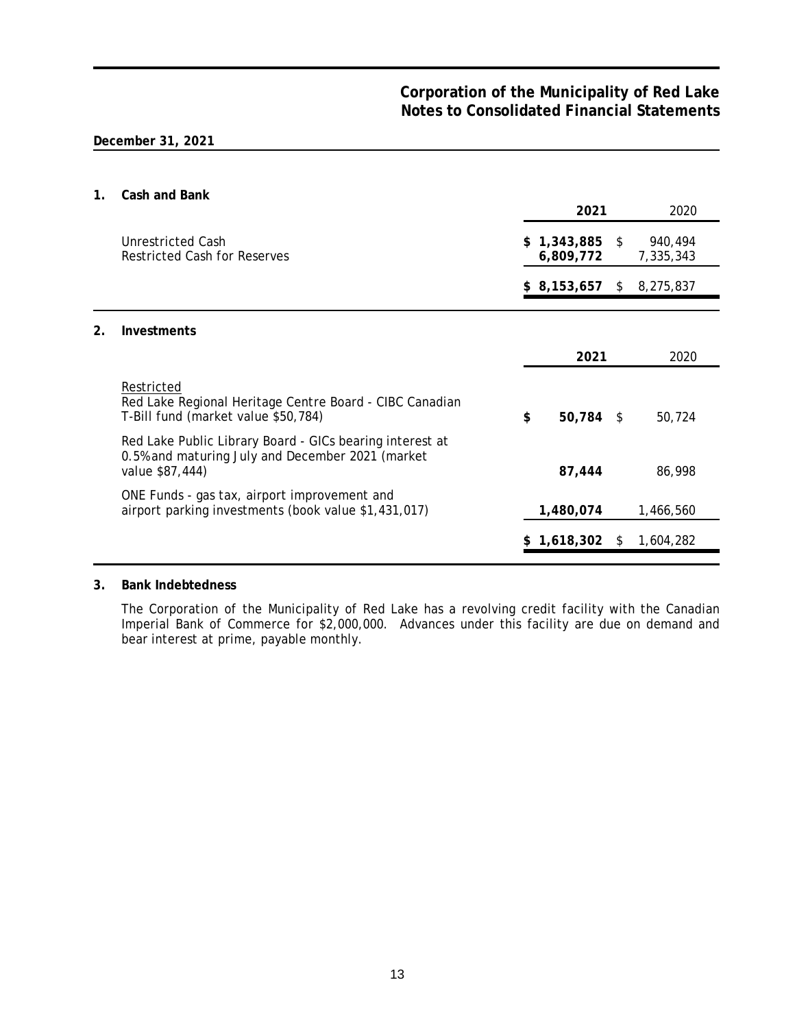**Corporation of the Municipality of Red Lake**
**Notes to Consolidated Financial Statements**

**December 31, 2021**

## 1. Cash and Bank

| | 2021 | 2020 |
|---|---|---|
| Unrestricted Cash | **$ 1,343,885** | $ 940,494 |
| Restricted Cash for Reserves | **6,809,772** | 7,335,343 |
| | **$ 8,153,657** | $ 8,275,837 |

## 2. Investments

| | 2021 | 2020 |
|---|---|---|
| Restricted | | |
| Red Lake Regional Heritage Centre Board - CIBC Canadian T-Bill fund (market value $50,784) | **$ 50,784** | $ 50,724 |
| Red Lake Public Library Board - GICs bearing interest at 0.5% and maturing July and December 2021 (market value $87,444) | **87,444** | 86,998 |
| ONE Funds - gas tax, airport improvement and airport parking investments (book value $1,431,017) | **1,480,074** | 1,466,560 |
| | **$ 1,618,302** | $ 1,604,282 |

## 3. Bank Indebtedness

The Corporation of the Municipality of Red Lake has a revolving credit facility with the Canadian Imperial Bank of Commerce for $2,000,000. Advances under this facility are due on demand and bear interest at prime, payable monthly.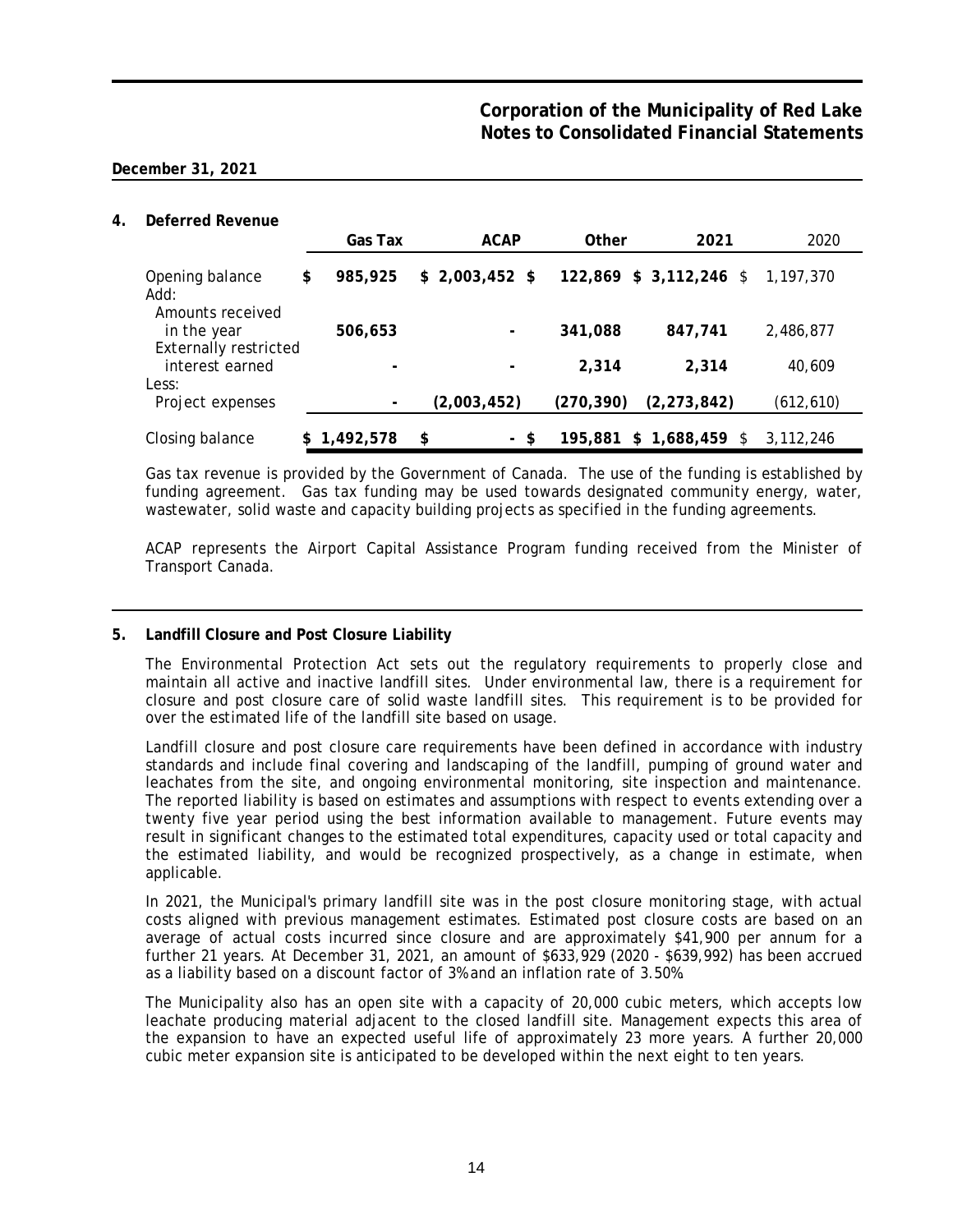December 31, 2021

## 4. Deferred Revenue

| | Gas Tax | ACAP | Other | 2021 | 2020 |
|---|---|---|---|---|---|
| Opening balance | $ 985,925 | $ 2,003,452 | $ 122,869 | $ 3,112,246 | $ 1,197,370 |
| Add: | | | | | |
| Amounts received in the year | 506,653 | - | 341,088 | 847,741 | 2,486,877 |
| Externally restricted interest earned | - | - | 2,314 | 2,314 | 40,609 |
| Less: | | | | | |
| Project expenses | - | (2,003,452) | (270,390) | (2,273,842) | (612,610) |
| Closing balance | $ 1,492,578 | $ - | $ 195,881 | $ 1,688,459 | $ 3,112,246 |

Gas tax revenue is provided by the Government of Canada. The use of the funding is established by funding agreement. Gas tax funding may be used towards designated community energy, water, wastewater, solid waste and capacity building projects as specified in the funding agreements.

ACAP represents the Airport Capital Assistance Program funding received from the Minister of Transport Canada.

## 5. Landfill Closure and Post Closure Liability

The Environmental Protection Act sets out the regulatory requirements to properly close and maintain all active and inactive landfill sites. Under environmental law, there is a requirement for closure and post closure care of solid waste landfill sites. This requirement is to be provided for over the estimated life of the landfill site based on usage.

Landfill closure and post closure care requirements have been defined in accordance with industry standards and include final covering and landscaping of the landfill, pumping of ground water and leachates from the site, and ongoing environmental monitoring, site inspection and maintenance. The reported liability is based on estimates and assumptions with respect to events extending over a twenty five year period using the best information available to management. Future events may result in significant changes to the estimated total expenditures, capacity used or total capacity and the estimated liability, and would be recognized prospectively, as a change in estimate, when applicable.

In 2021, the Municipal's primary landfill site was in the post closure monitoring stage, with actual costs aligned with previous management estimates. Estimated post closure costs are based on an average of actual costs incurred since closure and are approximately $41,900 per annum for a further 21 years. At December 31, 2021, an amount of $633,929 (2020 - $639,992) has been accrued as a liability based on a discount factor of 3% and an inflation rate of 3.50%.

The Municipality also has an open site with a capacity of 20,000 cubic meters, which accepts low leachate producing material adjacent to the closed landfill site. Management expects this area of the expansion to have an expected useful life of approximately 23 more years. A further 20,000 cubic meter expansion site is anticipated to be developed within the next eight to ten years.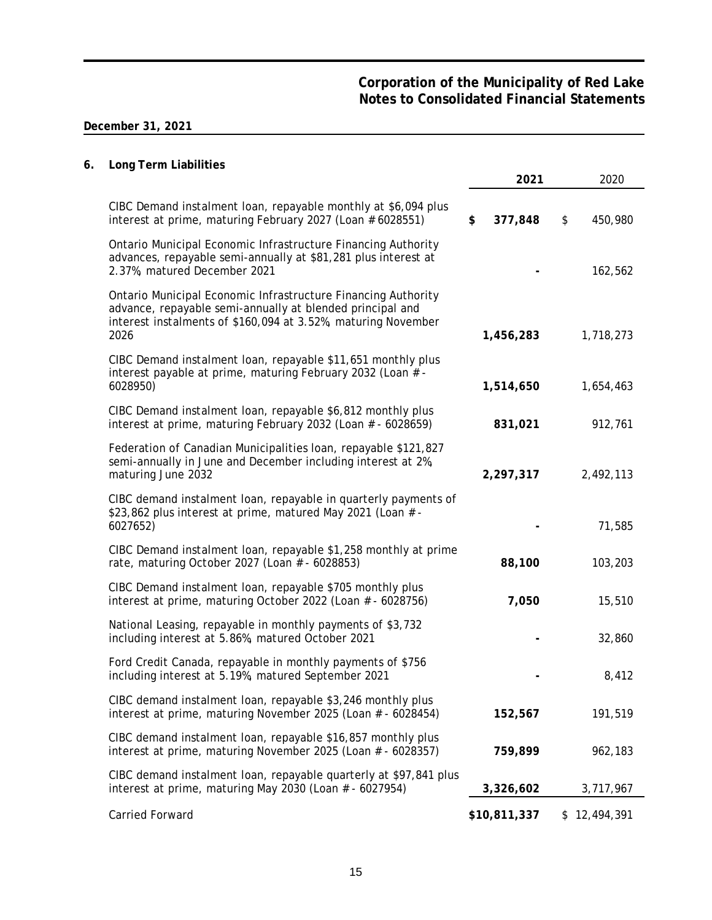# Corporation of the Municipality of Red Lake
## Notes to Consolidated Financial Statements

**December 31, 2021**

### 6. Long Term Liabilities

| | **2021** | 2020 |
|---|---|---|
| CIBC Demand instalment loan, repayable monthly at $6,094 plus interest at prime, maturing February 2027 (Loan # 6028551) | **$ 377,848** | $ 450,980 |
| Ontario Municipal Economic Infrastructure Financing Authority advances, repayable semi-annually at $81,281 plus interest at 2.37%, matured December 2021 | **-** | 162,562 |
| Ontario Municipal Economic Infrastructure Financing Authority advance, repayable semi-annually at blended principal and interest instalments of $160,094 at 3.52%, maturing November 2026 | **1,456,283** | 1,718,273 |
| CIBC Demand instalment loan, repayable $11,651 monthly plus interest payable at prime, maturing February 2032 (Loan # - 6028950) | **1,514,650** | 1,654,463 |
| CIBC Demand instalment loan, repayable $6,812 monthly plus interest at prime, maturing February 2032 (Loan # - 6028659) | **831,021** | 912,761 |
| Federation of Canadian Municipalities loan, repayable $121,827 semi-annually in June and December including interest at 2%, maturing June 2032 | **2,297,317** | 2,492,113 |
| CIBC demand instalment loan, repayable in quarterly payments of $23,862 plus interest at prime, matured May 2021 (Loan # - 6027652) | **-** | 71,585 |
| CIBC Demand instalment loan, repayable $1,258 monthly at prime rate, maturing October 2027 (Loan # - 6028853) | **88,100** | 103,203 |
| CIBC Demand instalment loan, repayable $705 monthly plus interest at prime, maturing October 2022 (Loan # - 6028756) | **7,050** | 15,510 |
| National Leasing, repayable in monthly payments of $3,732 including interest at 5.86%, matured October 2021 | **-** | 32,860 |
| Ford Credit Canada, repayable in monthly payments of $756 including interest at 5.19%, matured September 2021 | **-** | 8,412 |
| CIBC demand instalment loan, repayable $3,246 monthly plus interest at prime, maturing November 2025 (Loan # - 6028454) | **152,567** | 191,519 |
| CIBC demand instalment loan, repayable $16,857 monthly plus interest at prime, maturing November 2025 (Loan # - 6028357) | **759,899** | 962,183 |
| CIBC demand instalment loan, repayable quarterly at $97,841 plus interest at prime, maturing May 2030 (Loan # - 6027954) | **3,326,602** | 3,717,967 |
| Carried Forward | **$10,811,337** | $ 12,494,391 |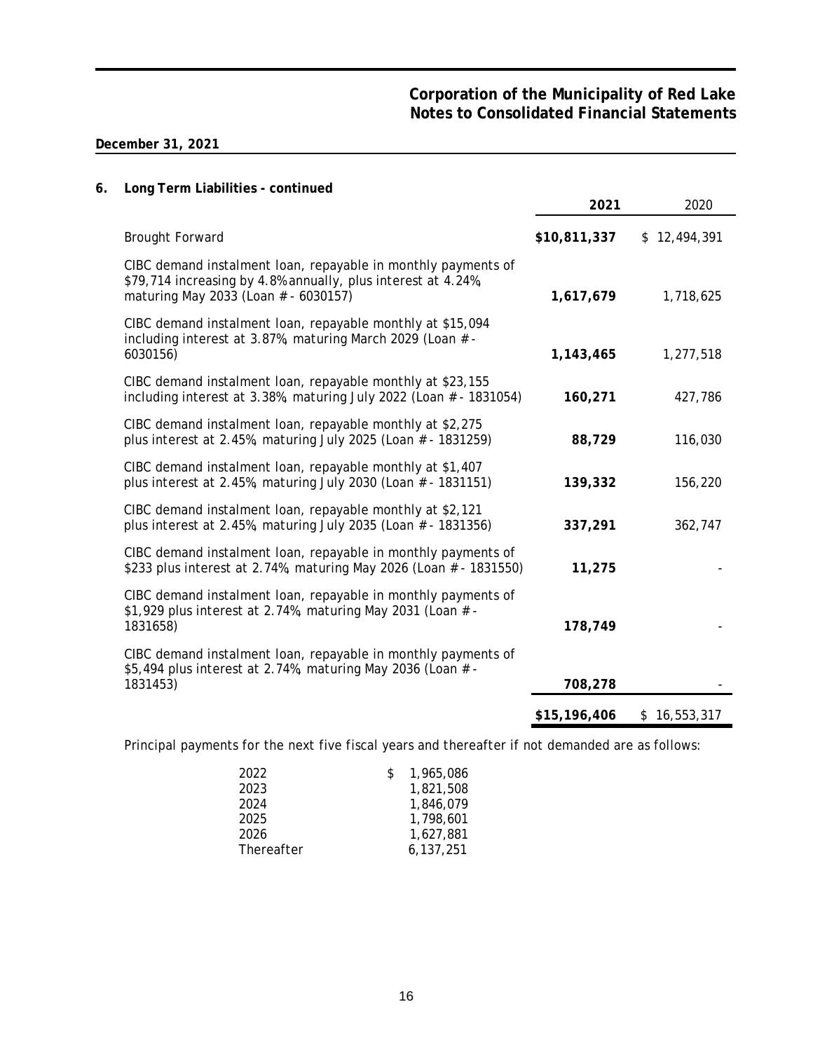**Corporation of the Municipality of Red Lake**
**Notes to Consolidated Financial Statements**

**December 31, 2021**

## 6. Long Term Liabilities - continued

| | **2021** | 2020 |
|---|---|---|
| Brought Forward | **$10,811,337** | $ 12,494,391 |
| CIBC demand instalment loan, repayable in monthly payments of $79,714 increasing by 4.8% annually, plus interest at 4.24%, maturing May 2033 (Loan # - 6030157) | **1,617,679** | 1,718,625 |
| CIBC demand instalment loan, repayable monthly at $15,094 including interest at 3.87%, maturing March 2029 (Loan # - 6030156) | **1,143,465** | 1,277,518 |
| CIBC demand instalment loan, repayable monthly at $23,155 including interest at 3.38%, maturing July 2022 (Loan # - 1831054) | **160,271** | 427,786 |
| CIBC demand instalment loan, repayable monthly at $2,275 plus interest at 2.45%, maturing July 2025 (Loan # - 1831259) | **88,729** | 116,030 |
| CIBC demand instalment loan, repayable monthly at $1,407 plus interest at 2.45%, maturing July 2030 (Loan # - 1831151) | **139,332** | 156,220 |
| CIBC demand instalment loan, repayable monthly at $2,121 plus interest at 2.45%, maturing July 2035 (Loan # - 1831356) | **337,291** | 362,747 |
| CIBC demand instalment loan, repayable in monthly payments of $233 plus interest at 2.74%, maturing May 2026 (Loan # - 1831550) | **11,275** | - |
| CIBC demand instalment loan, repayable in monthly payments of $1,929 plus interest at 2.74%, maturing May 2031 (Loan # - 1831658) | **178,749** | - |
| CIBC demand instalment loan, repayable in monthly payments of $5,494 plus interest at 2.74%, maturing May 2036 (Loan # - 1831453) | **708,278** | - |
| | **$15,196,406** | $ 16,553,317 |

Principal payments for the next five fiscal years and thereafter if not demanded are as follows:

| | |
|---|---|
| 2022 | $ 1,965,086 |
| 2023 | 1,821,508 |
| 2024 | 1,846,079 |
| 2025 | 1,798,601 |
| 2026 | 1,627,881 |
| Thereafter | 6,137,251 |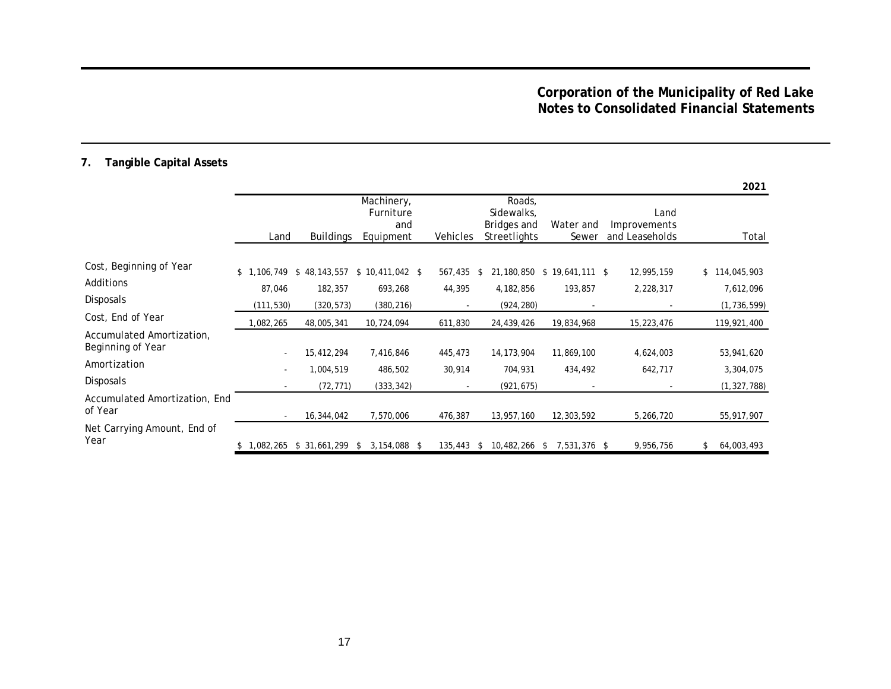## 7. Tangible Capital Assets

**2021**

| | Land | Buildings | Machinery, Furniture and Equipment | Vehicles | Roads, Sidewalks, Bridges and Streetlights | Water and Sewer | Land Improvements and Leaseholds | Total |
|---|---|---|---|---|---|---|---|---|
| Cost, Beginning of Year | $ 1,106,749 | $ 48,143,557 | $ 10,411,042 | $ 567,435 | $ 21,180,850 | $ 19,641,111 | $ 12,995,159 | $ 114,045,903 |
| Additions | 87,046 | 182,357 | 693,268 | 44,395 | 4,182,856 | 193,857 | 2,228,317 | 7,612,096 |
| Disposals | (111,530) | (320,573) | (380,216) | - | (924,280) | - | - | (1,736,599) |
| Cost, End of Year | 1,082,265 | 48,005,341 | 10,724,094 | 611,830 | 24,439,426 | 19,834,968 | 15,223,476 | 119,921,400 |
| Accumulated Amortization, Beginning of Year | - | 15,412,294 | 7,416,846 | 445,473 | 14,173,904 | 11,869,100 | 4,624,003 | 53,941,620 |
| Amortization | - | 1,004,519 | 486,502 | 30,914 | 704,931 | 434,492 | 642,717 | 3,304,075 |
| Disposals | - | (72,771) | (333,342) | - | (921,675) | - | - | (1,327,788) |
| Accumulated Amortization, End of Year | - | 16,344,042 | 7,570,006 | 476,387 | 13,957,160 | 12,303,592 | 5,266,720 | 55,917,907 |
| Net Carrying Amount, End of Year | $ 1,082,265 | $ 31,661,299 | $ 3,154,088 | $ 135,443 | $ 10,482,266 | $ 7,531,376 | $ 9,956,756 | $ 64,003,493 |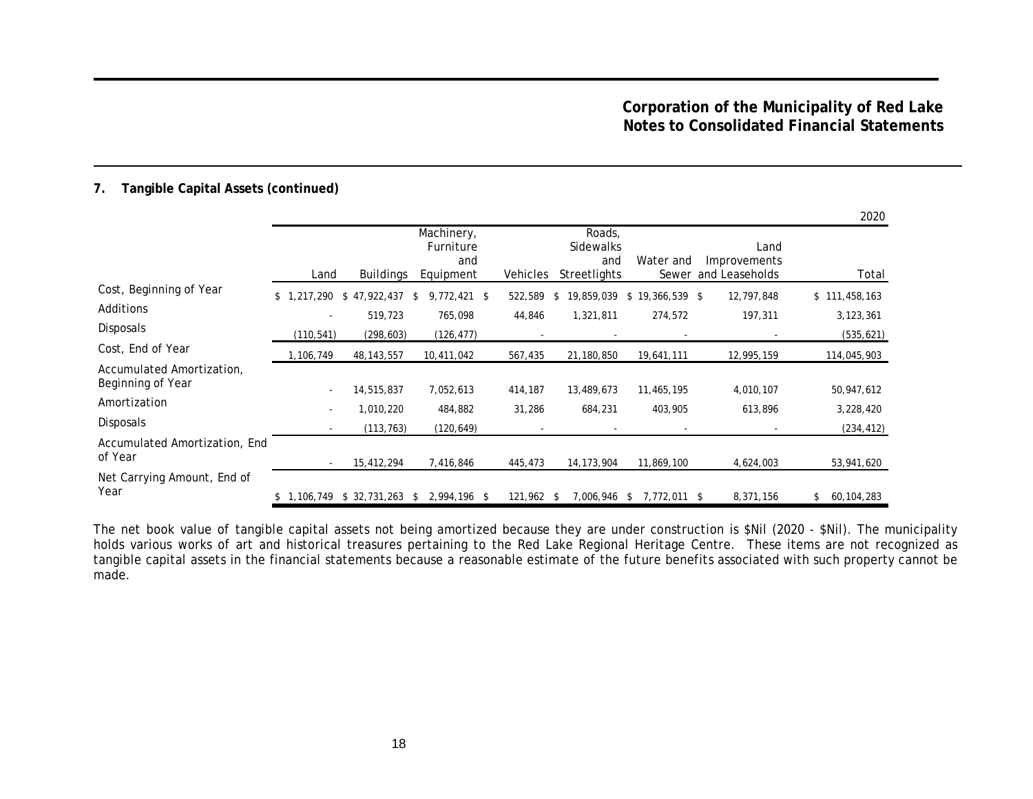## 7. Tangible Capital Assets (continued)

2020

| | Land | Buildings | Machinery, Furniture and Equipment | Vehicles | Roads, Sidewalks and Streetlights | Water and Sewer | Land Improvements and Leaseholds | Total |
|---|---|---|---|---|---|---|---|---|
| Cost, Beginning of Year | $ 1,217,290 | $ 47,922,437 | $ 9,772,421 | $ 522,589 | $ 19,859,039 | $ 19,366,539 | $ 12,797,848 | $ 111,458,163 |
| Additions | - | 519,723 | 765,098 | 44,846 | 1,321,811 | 274,572 | 197,311 | 3,123,361 |
| Disposals | (110,541) | (298,603) | (126,477) | - | - | - | - | (535,621) |
| Cost, End of Year | 1,106,749 | 48,143,557 | 10,411,042 | 567,435 | 21,180,850 | 19,641,111 | 12,995,159 | 114,045,903 |
| Accumulated Amortization, Beginning of Year | - | 14,515,837 | 7,052,613 | 414,187 | 13,489,673 | 11,465,195 | 4,010,107 | 50,947,612 |
| Amortization | - | 1,010,220 | 484,882 | 31,286 | 684,231 | 403,905 | 613,896 | 3,228,420 |
| Disposals | - | (113,763) | (120,649) | - | - | - | - | (234,412) |
| Accumulated Amortization, End of Year | - | 15,412,294 | 7,416,846 | 445,473 | 14,173,904 | 11,869,100 | 4,624,003 | 53,941,620 |
| Net Carrying Amount, End of Year | $ 1,106,749 | $ 32,731,263 | $ 2,994,196 | $ 121,962 | $ 7,006,946 | $ 7,772,011 | $ 8,371,156 | $ 60,104,283 |

The net book value of tangible capital assets not being amortized because they are under construction is $Nil (2020 - $Nil). The municipality holds various works of art and historical treasures pertaining to the Red Lake Regional Heritage Centre. These items are not recognized as tangible capital assets in the financial statements because a reasonable estimate of the future benefits associated with such property cannot be made.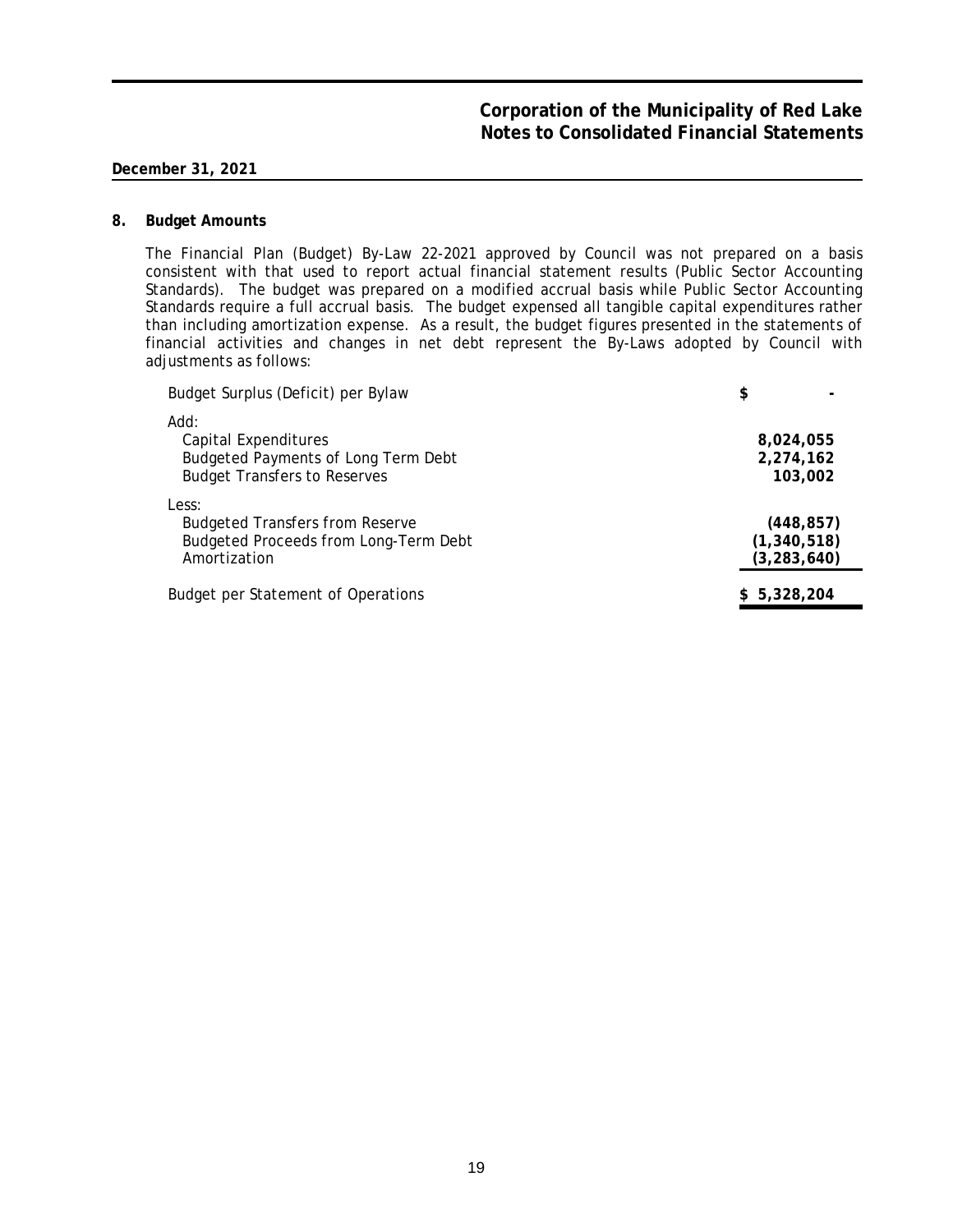**December 31, 2021**

## 8. Budget Amounts

The Financial Plan (Budget) By-Law 22-2021 approved by Council was not prepared on a basis consistent with that used to report actual financial statement results (Public Sector Accounting Standards). The budget was prepared on a modified accrual basis while Public Sector Accounting Standards require a full accrual basis. The budget expensed all tangible capital expenditures rather than including amortization expense. As a result, the budget figures presented in the statements of financial activities and changes in net debt represent the By-Laws adopted by Council with adjustments as follows:

| | |
|---|---|
| Budget Surplus (Deficit) per Bylaw | $ - |
| Add: | |
| Capital Expenditures | **8,024,055** |
| Budgeted Payments of Long Term Debt | **2,274,162** |
| Budget Transfers to Reserves | **103,002** |
| Less: | |
| Budgeted Transfers from Reserve | **(448,857)** |
| Budgeted Proceeds from Long-Term Debt | **(1,340,518)** |
| Amortization | **(3,283,640)** |
| Budget per Statement of Operations | **$ 5,328,204** |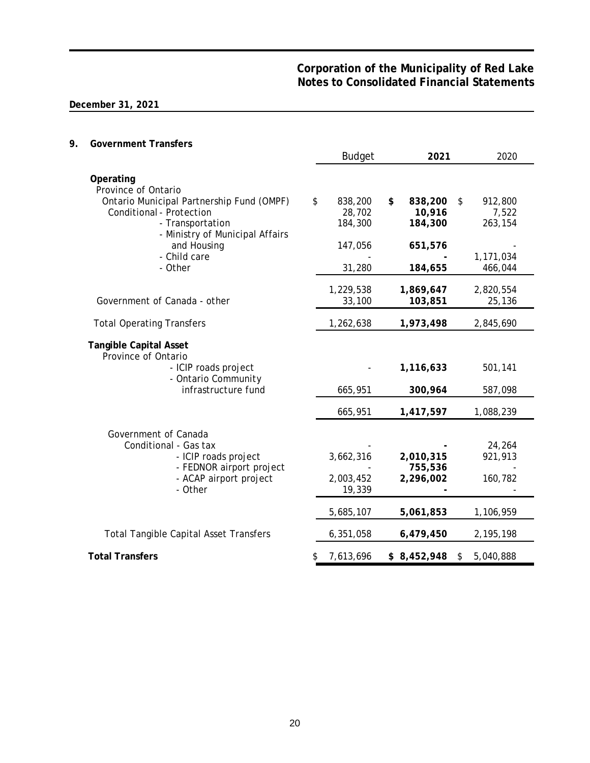# Corporation of the Municipality of Red Lake
## Notes to Consolidated Financial Statements

**December 31, 2021**

### 9. Government Transfers

| | Budget | **2021** | 2020 |
|---|---|---|---|
| **Operating** | | | |
| Province of Ontario | | | |
| Ontario Municipal Partnership Fund (OMPF) | $ 838,200 | **$ 838,200** | $ 912,800 |
| Conditional - Protection | 28,702 | **10,916** | 7,522 |
| - Transportation | 184,300 | **184,300** | 263,154 |
| - Ministry of Municipal Affairs and Housing | 147,056 | **651,576** | - |
| - Child care | - | **-** | 1,171,034 |
| - Other | 31,280 | **184,655** | 466,044 |
| | 1,229,538 | **1,869,647** | 2,820,554 |
| Government of Canada - other | 33,100 | **103,851** | 25,136 |
| Total Operating Transfers | 1,262,638 | **1,973,498** | 2,845,690 |
| **Tangible Capital Asset** | | | |
| Province of Ontario | | | |
| - ICIP roads project | - | **1,116,633** | 501,141 |
| - Ontario Community infrastructure fund | 665,951 | **300,964** | 587,098 |
| | 665,951 | **1,417,597** | 1,088,239 |
| Government of Canada | | | |
| Conditional - Gas tax | - | **-** | 24,264 |
| - ICIP roads project | 3,662,316 | **2,010,315** | 921,913 |
| - FEDNOR airport project | - | **755,536** | - |
| - ACAP airport project | 2,003,452 | **2,296,002** | 160,782 |
| - Other | 19,339 | **-** | - |
| | 5,685,107 | **5,061,853** | 1,106,959 |
| Total Tangible Capital Asset Transfers | 6,351,058 | **6,479,450** | 2,195,198 |
| **Total Transfers** | $ 7,613,696 | **$ 8,452,948** | $ 5,040,888 |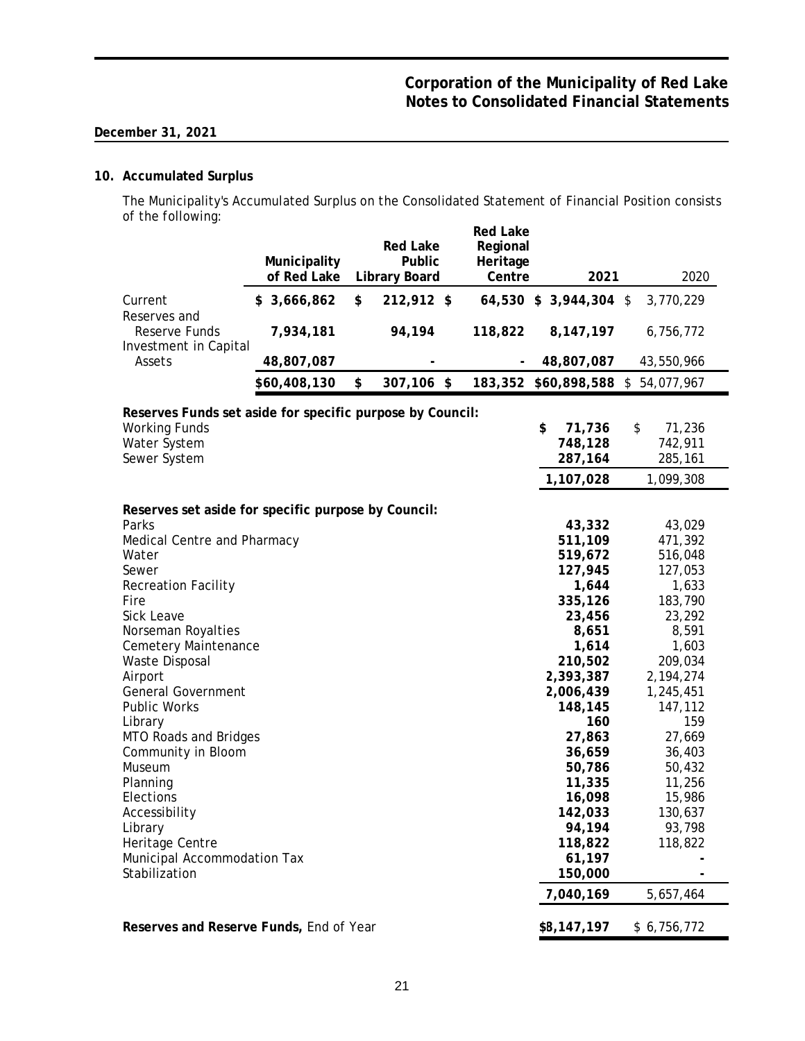**December 31, 2021**

## 10. Accumulated Surplus

The Municipality's Accumulated Surplus on the Consolidated Statement of Financial Position consists of the following:

| | Municipality of Red Lake | Red Lake Public Library Board | Red Lake Regional Heritage Centre | 2021 | 2020 |
|---|---|---|---|---|---|
| Current | $ 3,666,862 | $ 212,912 | $ 64,530 | $ 3,944,304 | $ 3,770,229 |
| Reserves and Reserve Funds | 7,934,181 | 94,194 | 118,822 | 8,147,197 | 6,756,772 |
| Investment in Capital Assets | 48,807,087 | - | - | 48,807,087 | 43,550,966 |
| | $60,408,130 | $ 307,106 | $ 183,352 | $60,898,588 | $ 54,077,967 |

| | 2021 | 2020 |
|---|---|---|
| **Reserves Funds set aside for specific purpose by Council:** | | |
| Working Funds | $ 71,736 | $ 71,236 |
| Water System | 748,128 | 742,911 |
| Sewer System | 287,164 | 285,161 |
| | 1,107,028 | 1,099,308 |
| **Reserves set aside for specific purpose by Council:** | | |
| Parks | 43,332 | 43,029 |
| Medical Centre and Pharmacy | 511,109 | 471,392 |
| Water | 519,672 | 516,048 |
| Sewer | 127,945 | 127,053 |
| Recreation Facility | 1,644 | 1,633 |
| Fire | 335,126 | 183,790 |
| Sick Leave | 23,456 | 23,292 |
| Norseman Royalties | 8,651 | 8,591 |
| Cemetery Maintenance | 1,614 | 1,603 |
| Waste Disposal | 210,502 | 209,034 |
| Airport | 2,393,387 | 2,194,274 |
| General Government | 2,006,439 | 1,245,451 |
| Public Works | 148,145 | 147,112 |
| Library | 160 | 159 |
| MTO Roads and Bridges | 27,863 | 27,669 |
| Community in Bloom | 36,659 | 36,403 |
| Museum | 50,786 | 50,432 |
| Planning | 11,335 | 11,256 |
| Elections | 16,098 | 15,986 |
| Accessibility | 142,033 | 130,637 |
| Library | 94,194 | 93,798 |
| Heritage Centre | 118,822 | 118,822 |
| Municipal Accommodation Tax | 61,197 | - |
| Stabilization | 150,000 | - |
| | 7,040,169 | 5,657,464 |
| **Reserves and Reserve Funds,** End of Year | $8,147,197 | $ 6,756,772 |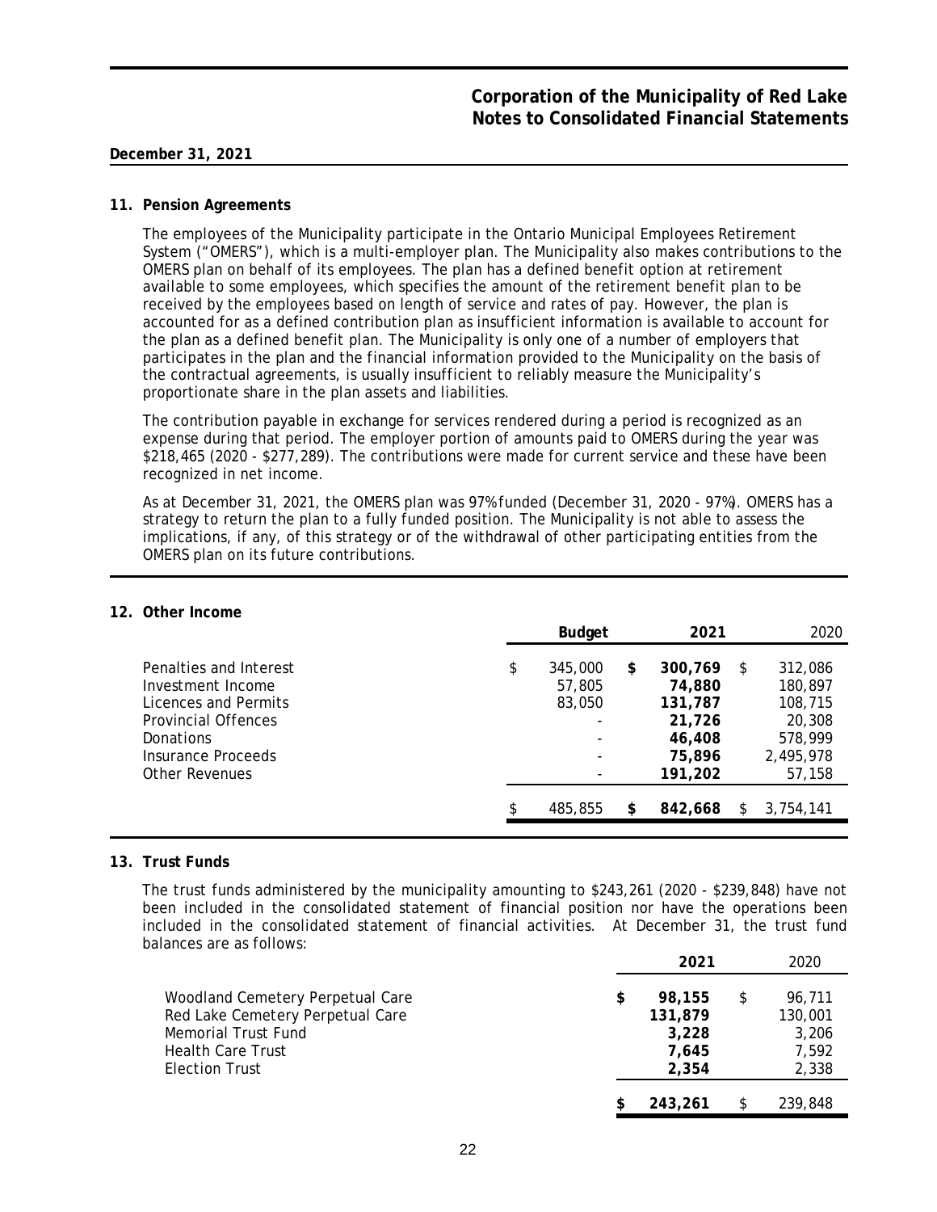**Corporation of the Municipality of Red Lake**
**Notes to Consolidated Financial Statements**

**December 31, 2021**

## 11. Pension Agreements

The employees of the Municipality participate in the Ontario Municipal Employees Retirement System ("OMERS"), which is a multi-employer plan. The Municipality also makes contributions to the OMERS plan on behalf of its employees. The plan has a defined benefit option at retirement available to some employees, which specifies the amount of the retirement benefit plan to be received by the employees based on length of service and rates of pay. However, the plan is accounted for as a defined contribution plan as insufficient information is available to account for the plan as a defined benefit plan. The Municipality is only one of a number of employers that participates in the plan and the financial information provided to the Municipality on the basis of the contractual agreements, is usually insufficient to reliably measure the Municipality's proportionate share in the plan assets and liabilities.

The contribution payable in exchange for services rendered during a period is recognized as an expense during that period. The employer portion of amounts paid to OMERS during the year was $218,465 (2020 - $277,289). The contributions were made for current service and these have been recognized in net income.

As at December 31, 2021, the OMERS plan was 97% funded (December 31, 2020 - 97%). OMERS has a strategy to return the plan to a fully funded position. The Municipality is not able to assess the implications, if any, of this strategy or of the withdrawal of other participating entities from the OMERS plan on its future contributions.

## 12. Other Income

| | Budget | 2021 | 2020 |
|---|---|---|---|
| Penalties and Interest | $ 345,000 | **$ 300,769** | $ 312,086 |
| Investment Income | 57,805 | **74,880** | 180,897 |
| Licences and Permits | 83,050 | **131,787** | 108,715 |
| Provincial Offences | - | **21,726** | 20,308 |
| Donations | - | **46,408** | 578,999 |
| Insurance Proceeds | - | **75,896** | 2,495,978 |
| Other Revenues | - | **191,202** | 57,158 |
| | $ 485,855 | **$ 842,668** | $ 3,754,141 |

## 13. Trust Funds

The trust funds administered by the municipality amounting to $243,261 (2020 - $239,848) have not been included in the consolidated statement of financial position nor have the operations been included in the consolidated statement of financial activities. At December 31, the trust fund balances are as follows:

| | 2021 | 2020 |
|---|---|---|
| Woodland Cemetery Perpetual Care | **$ 98,155** | $ 96,711 |
| Red Lake Cemetery Perpetual Care | **131,879** | 130,001 |
| Memorial Trust Fund | **3,228** | 3,206 |
| Health Care Trust | **7,645** | 7,592 |
| Election Trust | **2,354** | 2,338 |
| | **$ 243,261** | $ 239,848 |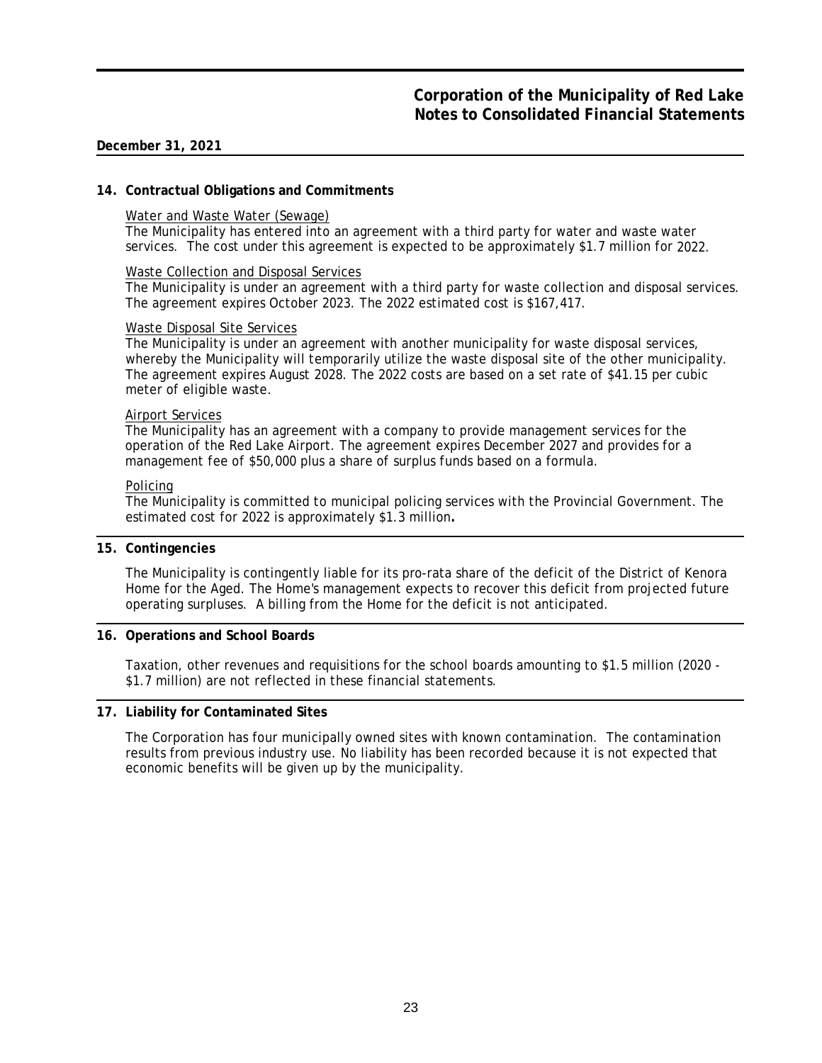**Corporation of the Municipality of Red Lake**
**Notes to Consolidated Financial Statements**

**December 31, 2021**

## 14. Contractual Obligations and Commitments

Water and Waste Water (Sewage)
The Municipality has entered into an agreement with a third party for water and waste water services. The cost under this agreement is expected to be approximately $1.7 million for 2022.

Waste Collection and Disposal Services
The Municipality is under an agreement with a third party for waste collection and disposal services. The agreement expires October 2023. The 2022 estimated cost is $167,417.

Waste Disposal Site Services
The Municipality is under an agreement with another municipality for waste disposal services, whereby the Municipality will temporarily utilize the waste disposal site of the other municipality. The agreement expires August 2028. The 2022 costs are based on a set rate of $41.15 per cubic meter of eligible waste.

Airport Services
The Municipality has an agreement with a company to provide management services for the operation of the Red Lake Airport. The agreement expires December 2027 and provides for a management fee of $50,000 plus a share of surplus funds based on a formula.

Policing
The Municipality is committed to municipal policing services with the Provincial Government. The estimated cost for 2022 is approximately $1.3 million**.**

## 15. Contingencies

The Municipality is contingently liable for its pro-rata share of the deficit of the District of Kenora Home for the Aged. The Home's management expects to recover this deficit from projected future operating surpluses. A billing from the Home for the deficit is not anticipated.

## 16. Operations and School Boards

Taxation, other revenues and requisitions for the school boards amounting to $1.5 million (2020 - $1.7 million) are not reflected in these financial statements.

## 17. Liability for Contaminated Sites

The Corporation has four municipally owned sites with known contamination. The contamination results from previous industry use. No liability has been recorded because it is not expected that economic benefits will be given up by the municipality.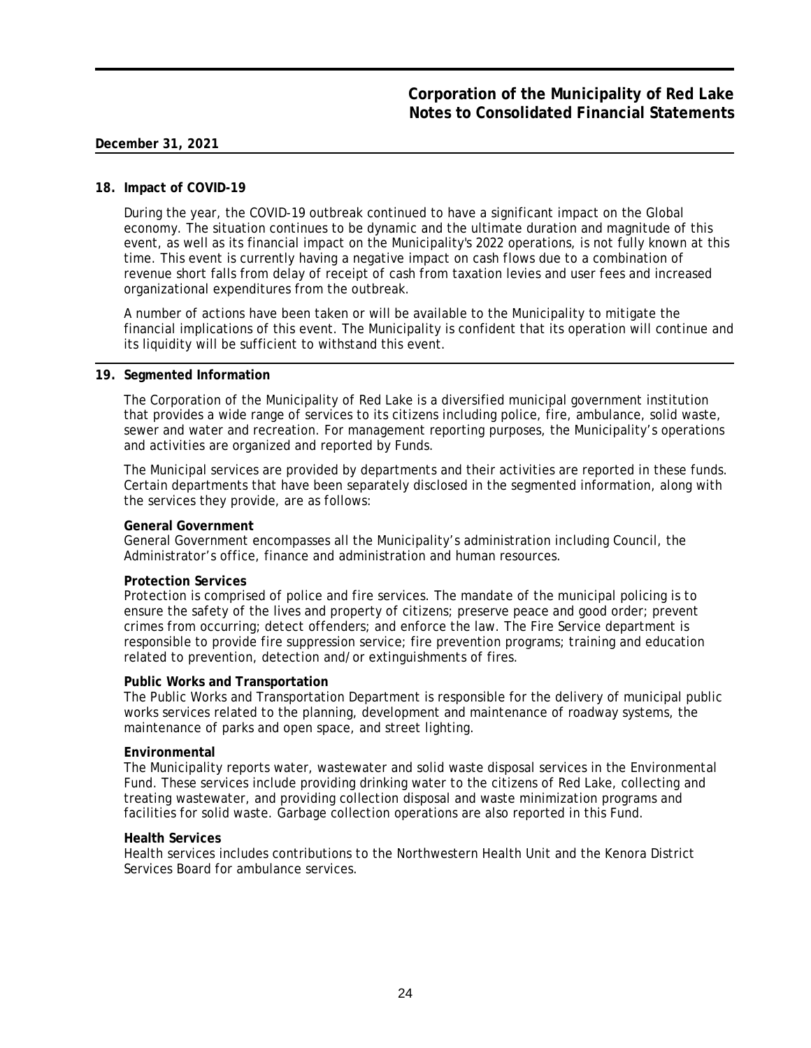**December 31, 2021**

## 18. Impact of COVID-19

During the year, the COVID-19 outbreak continued to have a significant impact on the Global economy. The situation continues to be dynamic and the ultimate duration and magnitude of this event, as well as its financial impact on the Municipality's 2022 operations, is not fully known at this time. This event is currently having a negative impact on cash flows due to a combination of revenue short falls from delay of receipt of cash from taxation levies and user fees and increased organizational expenditures from the outbreak.

A number of actions have been taken or will be available to the Municipality to mitigate the financial implications of this event. The Municipality is confident that its operation will continue and its liquidity will be sufficient to withstand this event.

## 19. Segmented Information

The Corporation of the Municipality of Red Lake is a diversified municipal government institution that provides a wide range of services to its citizens including police, fire, ambulance, solid waste, sewer and water and recreation. For management reporting purposes, the Municipality's operations and activities are organized and reported by Funds.

The Municipal services are provided by departments and their activities are reported in these funds. Certain departments that have been separately disclosed in the segmented information, along with the services they provide, are as follows:

**General Government**
General Government encompasses all the Municipality's administration including Council, the Administrator's office, finance and administration and human resources.

**Protection Services**
Protection is comprised of police and fire services. The mandate of the municipal policing is to ensure the safety of the lives and property of citizens; preserve peace and good order; prevent crimes from occurring; detect offenders; and enforce the law. The Fire Service department is responsible to provide fire suppression service; fire prevention programs; training and education related to prevention, detection and/or extinguishments of fires.

**Public Works and Transportation**
The Public Works and Transportation Department is responsible for the delivery of municipal public works services related to the planning, development and maintenance of roadway systems, the maintenance of parks and open space, and street lighting.

**Environmental**
The Municipality reports water, wastewater and solid waste disposal services in the Environmental Fund. These services include providing drinking water to the citizens of Red Lake, collecting and treating wastewater, and providing collection disposal and waste minimization programs and facilities for solid waste. Garbage collection operations are also reported in this Fund.

**Health Services**
Health services includes contributions to the Northwestern Health Unit and the Kenora District Services Board for ambulance services.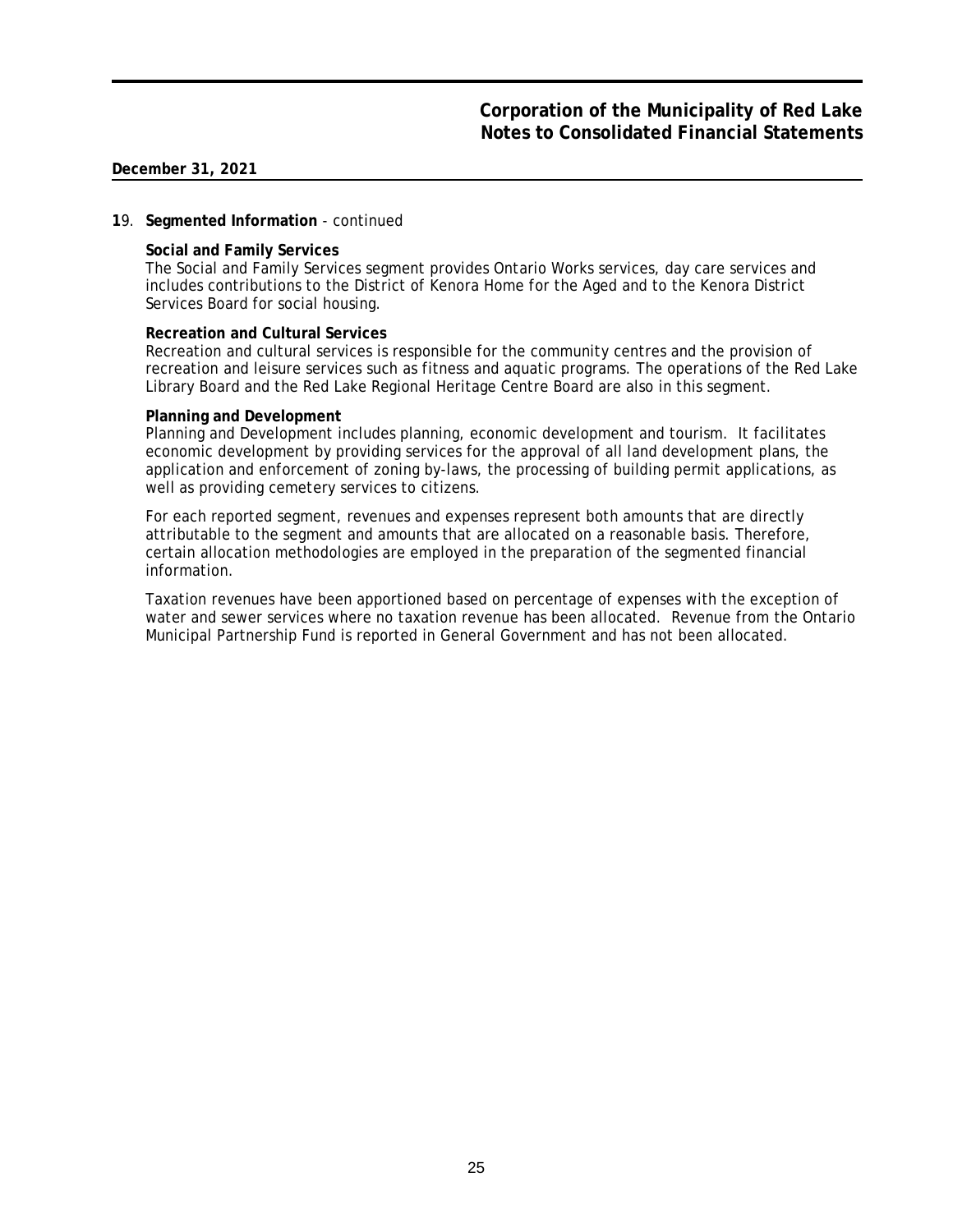**19. Segmented Information** - continued

**Social and Family Services**
The Social and Family Services segment provides Ontario Works services, day care services and includes contributions to the District of Kenora Home for the Aged and to the Kenora District Services Board for social housing.

**Recreation and Cultural Services**
Recreation and cultural services is responsible for the community centres and the provision of recreation and leisure services such as fitness and aquatic programs. The operations of the Red Lake Library Board and the Red Lake Regional Heritage Centre Board are also in this segment.

**Planning and Development**
Planning and Development includes planning, economic development and tourism. It facilitates economic development by providing services for the approval of all land development plans, the application and enforcement of zoning by-laws, the processing of building permit applications, as well as providing cemetery services to citizens.

For each reported segment, revenues and expenses represent both amounts that are directly attributable to the segment and amounts that are allocated on a reasonable basis. Therefore, certain allocation methodologies are employed in the preparation of the segmented financial information.

Taxation revenues have been apportioned based on percentage of expenses with the exception of water and sewer services where no taxation revenue has been allocated. Revenue from the Ontario Municipal Partnership Fund is reported in General Government and has not been allocated.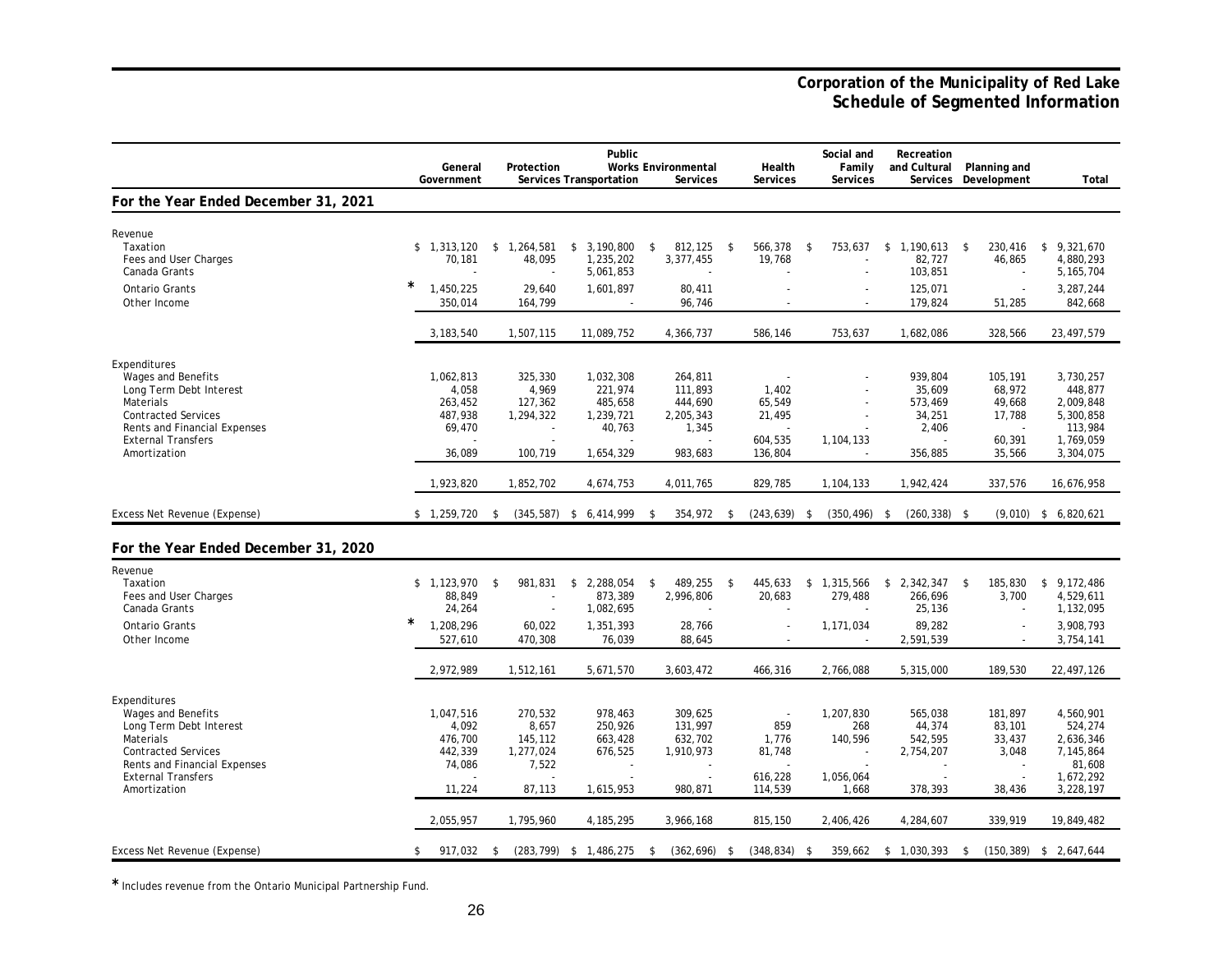# Corporation of the Municipality of Red Lake
## Schedule of Segmented Information

| | General Government | Protection Services | Public Works Transportation | Environmental Services | Health Services | Social and Family Services | Recreation and Cultural Services | Planning and Development | Total |
|---|---|---|---|---|---|---|---|---|---|
| **For the Year Ended December 31, 2021** | | | | | | | | | |
| Revenue | | | | | | | | | |
| Taxation | $ 1,313,120 | $ 1,264,581 | $ 3,190,800 | $ 812,125 | $ 566,378 | $ 753,637 | $ 1,190,613 | $ 230,416 | $ 9,321,670 |
| Fees and User Charges | 70,181 | 48,095 | 1,235,202 | 3,377,455 | 19,768 | - | 82,727 | 46,865 | 4,880,293 |
| Canada Grants | - | - | 5,061,853 | - | - | - | 103,851 | - | 5,165,704 |
| Ontario Grants | * 1,450,225 | 29,640 | 1,601,897 | 80,411 | - | - | 125,071 | - | 3,287,244 |
| Other Income | 350,014 | 164,799 | - | 96,746 | - | - | 179,824 | 51,285 | 842,668 |
| | 3,183,540 | 1,507,115 | 11,089,752 | 4,366,737 | 586,146 | 753,637 | 1,682,086 | 328,566 | 23,497,579 |
| Expenditures | | | | | | | | | |
| Wages and Benefits | 1,062,813 | 325,330 | 1,032,308 | 264,811 | - | - | 939,804 | 105,191 | 3,730,257 |
| Long Term Debt Interest | 4,058 | 4,969 | 221,974 | 111,893 | 1,402 | - | 35,609 | 68,972 | 448,877 |
| Materials | 263,452 | 127,362 | 485,658 | 444,690 | 65,549 | - | 573,469 | 49,668 | 2,009,848 |
| Contracted Services | 487,938 | 1,294,322 | 1,239,721 | 2,205,343 | 21,495 | - | 34,251 | 17,788 | 5,300,858 |
| Rents and Financial Expenses | 69,470 | - | 40,763 | 1,345 | - | - | 2,406 | - | 113,984 |
| External Transfers | - | - | - | - | 604,535 | 1,104,133 | - | 60,391 | 1,769,059 |
| Amortization | 36,089 | 100,719 | 1,654,329 | 983,683 | 136,804 | - | 356,885 | 35,566 | 3,304,075 |
| | 1,923,820 | 1,852,702 | 4,674,753 | 4,011,765 | 829,785 | 1,104,133 | 1,942,424 | 337,576 | 16,676,958 |
| Excess Net Revenue (Expense) | $ 1,259,720 | $ (345,587) | $ 6,414,999 | $ 354,972 | $ (243,639) | $ (350,496) | $ (260,338) | $ (9,010) | $ 6,820,621 |
| **For the Year Ended December 31, 2020** | | | | | | | | | |
| Revenue | | | | | | | | | |
| Taxation | $ 1,123,970 | $ 981,831 | $ 2,288,054 | $ 489,255 | $ 445,633 | $ 1,315,566 | $ 2,342,347 | $ 185,830 | $ 9,172,486 |
| Fees and User Charges | 88,849 | - | 873,389 | 2,996,806 | 20,683 | 279,488 | 266,696 | 3,700 | 4,529,611 |
| Canada Grants | 24,264 | - | 1,082,695 | - | - | - | 25,136 | - | 1,132,095 |
| Ontario Grants | * 1,208,296 | 60,022 | 1,351,393 | 28,766 | - | 1,171,034 | 89,282 | - | 3,908,793 |
| Other Income | 527,610 | 470,308 | 76,039 | 88,645 | - | - | 2,591,539 | - | 3,754,141 |
| | 2,972,989 | 1,512,161 | 5,671,570 | 3,603,472 | 466,316 | 2,766,088 | 5,315,000 | 189,530 | 22,497,126 |
| Expenditures | | | | | | | | | |
| Wages and Benefits | 1,047,516 | 270,532 | 978,463 | 309,625 | - | 1,207,830 | 565,038 | 181,897 | 4,560,901 |
| Long Term Debt Interest | 4,092 | 8,657 | 250,926 | 131,997 | 859 | 268 | 44,374 | 83,101 | 524,274 |
| Materials | 476,700 | 145,112 | 663,428 | 632,702 | 1,776 | 140,596 | 542,595 | 33,437 | 2,636,346 |
| Contracted Services | 442,339 | 1,277,024 | 676,525 | 1,910,973 | 81,748 | - | 2,754,207 | 3,048 | 7,145,864 |
| Rents and Financial Expenses | 74,086 | 7,522 | - | - | - | - | - | - | 81,608 |
| External Transfers | - | - | - | - | 616,228 | 1,056,064 | - | - | 1,672,292 |
| Amortization | 11,224 | 87,113 | 1,615,953 | 980,871 | 114,539 | 1,668 | 378,393 | 38,436 | 3,228,197 |
| | 2,055,957 | 1,795,960 | 4,185,295 | 3,966,168 | 815,150 | 2,406,426 | 4,284,607 | 339,919 | 19,849,482 |
| Excess Net Revenue (Expense) | $ 917,032 | $ (283,799) | $ 1,486,275 | $ (362,696) | $ (348,834) | $ 359,662 | $ 1,030,393 | $ (150,389) | $ 2,647,644 |

* Includes revenue from the Ontario Municipal Partnership Fund.